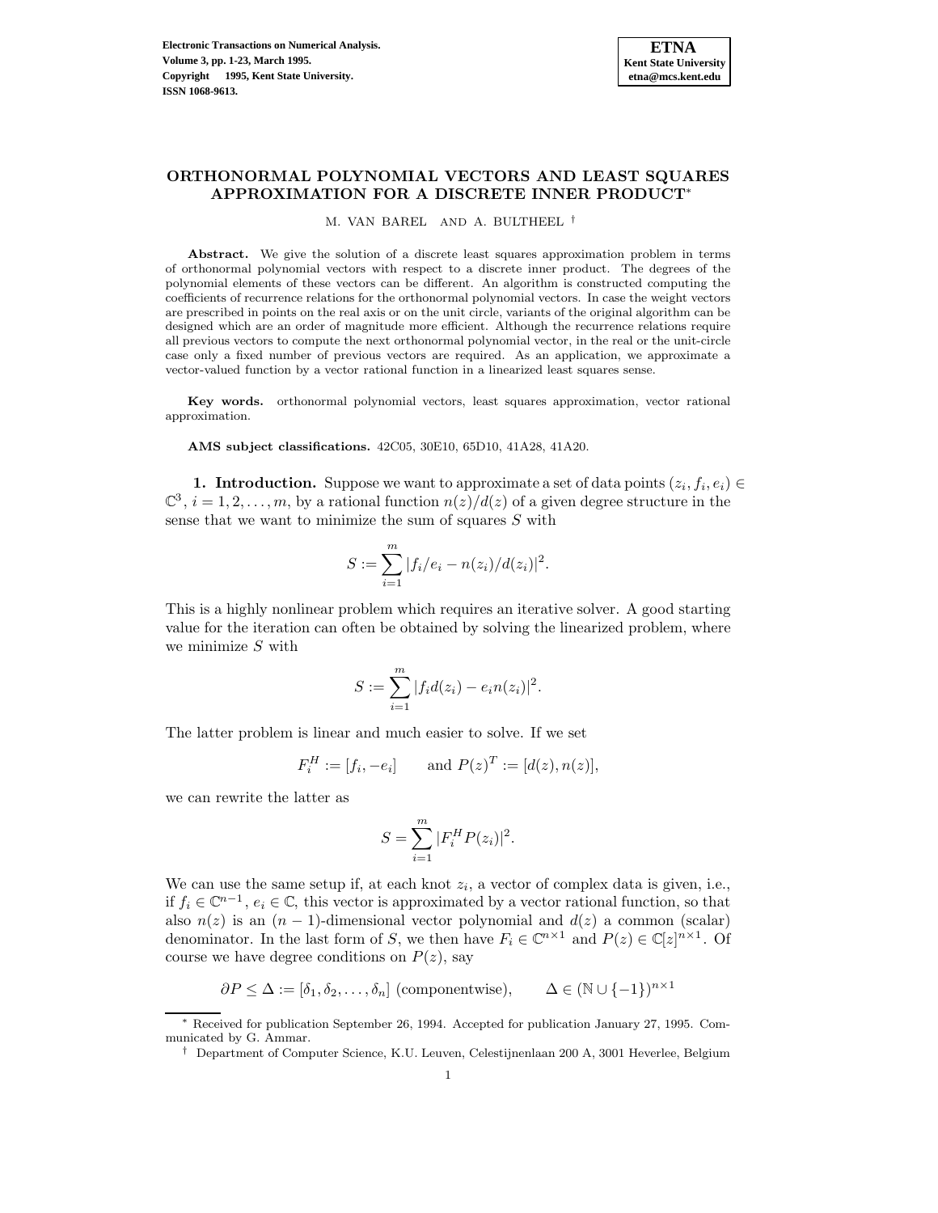# ORTHONORMAL POLYNOMIAL VECTORS AND LEAST SQUARES APPROXIMATION FOR A DISCRETE INNER PRODUCT*

M. VAN BAREL AND A. BULTHEEL †

**Abstract.** We give the solution of a discrete least squares approximation problem in terms of orthonormal polynomial vectors with respect to a discrete inner product. The degrees of the polynomial elements of these vectors can be different. An algorithm is constructed computing the coefficients of recurrence relations for the orthonormal polynomial vectors. In case the weight vectors are prescribed in points on the real axis or on the unit circle, variants of the original algorithm can be designed which are an order of magnitude more efficient. Although the recurrence relations require all previous vectors to compute the next orthonormal polynomial vector, in the real or the unit-circle case only a fixed number of previous vectors are required. As an application, we approximate a vector-valued function by a vector rational function in a linearized least squares sense.

**Key words.** orthonormal polynomial vectors, least squares approximation, vector rational approximation.

**AMS subject classifications.** 42C05, 30E10, 65D10, 41A28, 41A20.

**1. Introduction.** Suppose we want to approximate a set of data points $(z_i, f_i, e_i) \in \mathbb{C}^3$, $i = 1, 2, \dots, m$, by a rational function $n(z)/d(z)$ of a given degree structure in the sense that we want to minimize the sum of squares $S$ with

$$S := \sum_{i=1}^{m} |f_i/e_i - n(z_i)/d(z_i)|^2.$$

This is a highly nonlinear problem which requires an iterative solver. A good starting value for the iteration can often be obtained by solving the linearized problem, where we minimize $S$ with

$$S := \sum_{i=1}^{m} |f_i d(z_i) - e_i n(z_i)|^2.$$

The latter problem is linear and much easier to solve. If we set

$$F_i^H := [f_i, -e_i] \qquad \text{and } P(z)^T := [d(z), n(z)],$$

we can rewrite the latter as

$$S = \sum_{i=1}^{m} |F_i^H P(z_i)|^2.$$

We can use the same setup if, at each knot $z_i$, a vector of complex data is given, i.e., if $f_i \in \mathbb{C}^{n-1}$, $e_i \in \mathbb{C}$, this vector is approximated by a vector rational function, so that also $n(z)$ is an $(n-1)$-dimensional vector polynomial and $d(z)$ a common (scalar) denominator. In the last form of $S$, we then have $F_i \in \mathbb{C}^{n \times 1}$ and $P(z) \in \mathbb{C}[z]^{n \times 1}$. Of course we have degree conditions on $P(z)$, say

$$\partial P \leq \Delta := [\delta_1, \delta_2, \dots, \delta_n] \text{ (componentwise)}, \qquad \Delta \in (\mathbb{N} \cup \{-1\})^{n \times 1}$$

---

* Received for publication September 26, 1994. Accepted for publication January 27, 1995. Communicated by G. Ammar.

† Department of Computer Science, K.U. Leuven, Celestijnenlaan 200 A, 3001 Heverlee, Belgium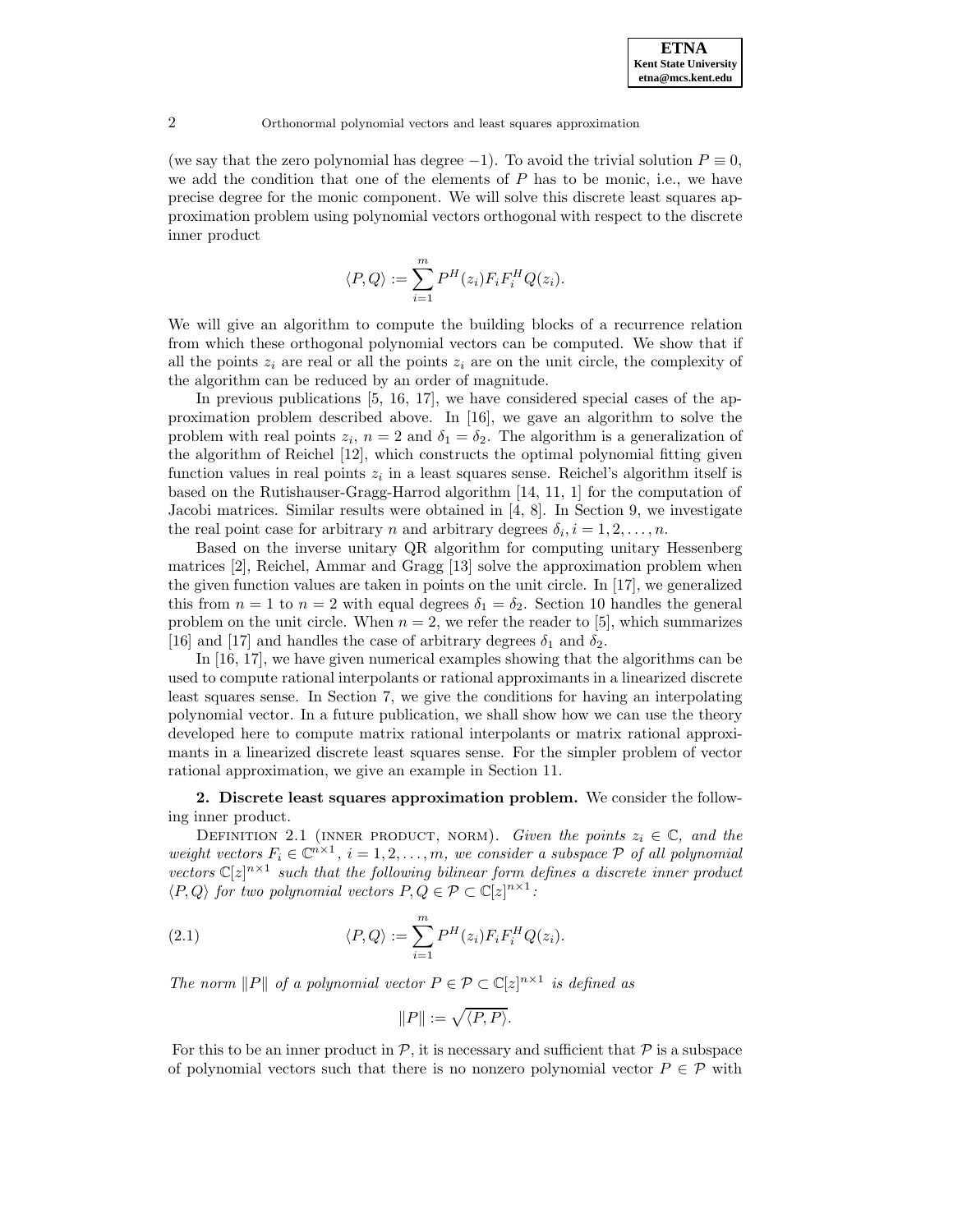(we say that the zero polynomial has degree $-1$). To avoid the trivial solution $P \equiv 0$, we add the condition that one of the elements of $P$ has to be monic, i.e., we have precise degree for the monic component. We will solve this discrete least squares approximation problem using polynomial vectors orthogonal with respect to the discrete inner product

$$\langle P, Q \rangle := \sum_{i=1}^{m} P^H(z_i) F_i F_i^H Q(z_i).$$

We will give an algorithm to compute the building blocks of a recurrence relation from which these orthogonal polynomial vectors can be computed. We show that if all the points $z_i$ are real or all the points $z_i$ are on the unit circle, the complexity of the algorithm can be reduced by an order of magnitude.

In previous publications [5, 16, 17], we have considered special cases of the approximation problem described above. In [16], we gave an algorithm to solve the problem with real points $z_i$, $n = 2$ and $\delta_1 = \delta_2$. The algorithm is a generalization of the algorithm of Reichel [12], which constructs the optimal polynomial fitting given function values in real points $z_i$ in a least squares sense. Reichel's algorithm itself is based on the Rutishauser-Gragg-Harrod algorithm [14, 11, 1] for the computation of Jacobi matrices. Similar results were obtained in [4, 8]. In Section 9, we investigate the real point case for arbitrary $n$ and arbitrary degrees $\delta_i, i = 1, 2, \ldots, n$.

Based on the inverse unitary QR algorithm for computing unitary Hessenberg matrices [2], Reichel, Ammar and Gragg [13] solve the approximation problem when the given function values are taken in points on the unit circle. In [17], we generalized this from $n = 1$ to $n = 2$ with equal degrees $\delta_1 = \delta_2$. Section 10 handles the general problem on the unit circle. When $n = 2$, we refer the reader to [5], which summarizes [16] and [17] and handles the case of arbitrary degrees $\delta_1$ and $\delta_2$.

In [16, 17], we have given numerical examples showing that the algorithms can be used to compute rational interpolants or rational approximants in a linearized discrete least squares sense. In Section 7, we give the conditions for having an interpolating polynomial vector. In a future publication, we shall show how we can use the theory developed here to compute matrix rational interpolants or matrix rational approximants in a linearized discrete least squares sense. For the simpler problem of vector rational approximation, we give an example in Section 11.

## 2. Discrete least squares approximation problem.

We consider the following inner product.

Definition 2.1 (Inner product, norm). *Given the points $z_i \in \mathbb{C}$, and the weight vectors $F_i \in \mathbb{C}^{n \times 1}$, $i = 1, 2, \ldots, m$, we consider a subspace $\mathcal{P}$ of all polynomial vectors $\mathbb{C}[z]^{n \times 1}$ such that the following bilinear form defines a discrete inner product $\langle P, Q \rangle$ for two polynomial vectors $P, Q \in \mathcal{P} \subset \mathbb{C}[z]^{n \times 1}$:*

$$\langle P, Q \rangle := \sum_{i=1}^{m} P^H(z_i) F_i F_i^H Q(z_i). \tag{2.1}$$

*The norm $\|P\|$ of a polynomial vector $P \in \mathcal{P} \subset \mathbb{C}[z]^{n \times 1}$ is defined as*

$$\|P\| := \sqrt{\langle P, P \rangle}.$$

For this to be an inner product in $\mathcal{P}$, it is necessary and sufficient that $\mathcal{P}$ is a subspace of polynomial vectors such that there is no nonzero polynomial vector $P \in \mathcal{P}$ with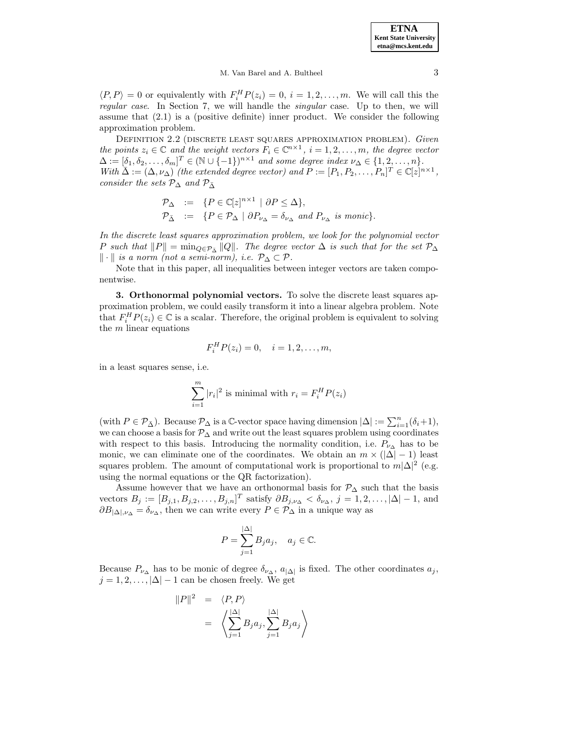$\langle P, P \rangle = 0$ or equivalently with $F_i^H P(z_i) = 0$, $i = 1, 2, \ldots, m$. We will call this the *regular case*. In Section 7, we will handle the *singular* case. Up to then, we will assume that (2.1) is a (positive definite) inner product. We consider the following approximation problem.

DEFINITION 2.2 (DISCRETE LEAST SQUARES APPROXIMATION PROBLEM). *Given the points $z_i \in \mathbb{C}$ and the weight vectors $F_i \in \mathbb{C}^{n \times 1}$, $i = 1, 2, \ldots, m$, the degree vector $\Delta := [\delta_1, \delta_2, \ldots, \delta_m]^T \in (\mathbb{N} \cup \{-1\})^{n \times 1}$ and some degree index $\nu_\Delta \in \{1, 2, \ldots, n\}$. With $\bar{\Delta} := (\Delta, \nu_\Delta)$ (the extended degree vector) and $P := [P_1, P_2, \ldots, P_n]^T \in \mathbb{C}[z]^{n \times 1}$, consider the sets $\mathcal{P}_\Delta$ and $\mathcal{P}_{\bar{\Delta}}$*

$$
\begin{aligned}
\mathcal{P}_\Delta &:= \{P \in \mathbb{C}[z]^{n \times 1} \mid \partial P \leq \Delta\}, \\
\mathcal{P}_{\bar{\Delta}} &:= \{P \in \mathcal{P}_\Delta \mid \partial P_{\nu_\Delta} = \delta_{\nu_\Delta} \text{ and } P_{\nu_\Delta} \text{ is monic}\}.
\end{aligned}
$$

*In the discrete least squares approximation problem, we look for the polynomial vector $P$ such that $\|P\| = \min_{Q \in \mathcal{P}_{\bar{\Delta}}} \|Q\|$. The degree vector $\Delta$ is such that for the set $\mathcal{P}_\Delta$ $\|\cdot\|$ is a norm (not a semi-norm), i.e. $\mathcal{P}_\Delta \subset \mathcal{P}$.*

Note that in this paper, all inequalities between integer vectors are taken componentwise.

**3. Orthonormal polynomial vectors.** To solve the discrete least squares approximation problem, we could easily transform it into a linear algebra problem. Note that $F_i^H P(z_i) \in \mathbb{C}$ is a scalar. Therefore, the original problem is equivalent to solving the $m$ linear equations

$$
F_i^H P(z_i) = 0, \quad i = 1, 2, \ldots, m,
$$

in a least squares sense, i.e.

$$
\sum_{i=1}^{m} |r_i|^2 \text{ is minimal with } r_i = F_i^H P(z_i)
$$

(with $P \in \mathcal{P}_{\bar{\Delta}}$). Because $\mathcal{P}_\Delta$ is a $\mathbb{C}$-vector space having dimension $|\Delta| := \sum_{i=1}^{n}(\delta_i + 1)$, we can choose a basis for $\mathcal{P}_\Delta$ and write out the least squares problem using coordinates with respect to this basis. Introducing the normality condition, i.e. $P_{\nu_\Delta}$ has to be monic, we can eliminate one of the coordinates. We obtain an $m \times (|\Delta| - 1)$ least squares problem. The amount of computational work is proportional to $m|\Delta|^2$ (e.g. using the normal equations or the QR factorization).

Assume however that we have an orthonormal basis for $\mathcal{P}_\Delta$ such that the basis vectors $B_j := [B_{j,1}, B_{j,2}, \ldots, B_{j,n}]^T$ satisfy $\partial B_{j,\nu_\Delta} < \delta_{\nu_\Delta}$, $j = 1, 2, \ldots, |\Delta| - 1$, and $\partial B_{|\Delta|,\nu_\Delta} = \delta_{\nu_\Delta}$, then we can write every $P \in \mathcal{P}_\Delta$ in a unique way as

$$
P = \sum_{j=1}^{|\Delta|} B_j a_j, \quad a_j \in \mathbb{C}.
$$

Because $P_{\nu_\Delta}$ has to be monic of degree $\delta_{\nu_\Delta}$, $a_{|\Delta|}$ is fixed. The other coordinates $a_j$, $j = 1, 2, \ldots, |\Delta| - 1$ can be chosen freely. We get

$$
\begin{aligned}
\|P\|^2 &= \langle P, P \rangle \\
&= \left\langle \sum_{j=1}^{|\Delta|} B_j a_j, \sum_{j=1}^{|\Delta|} B_j a_j \right\rangle
\end{aligned}
$$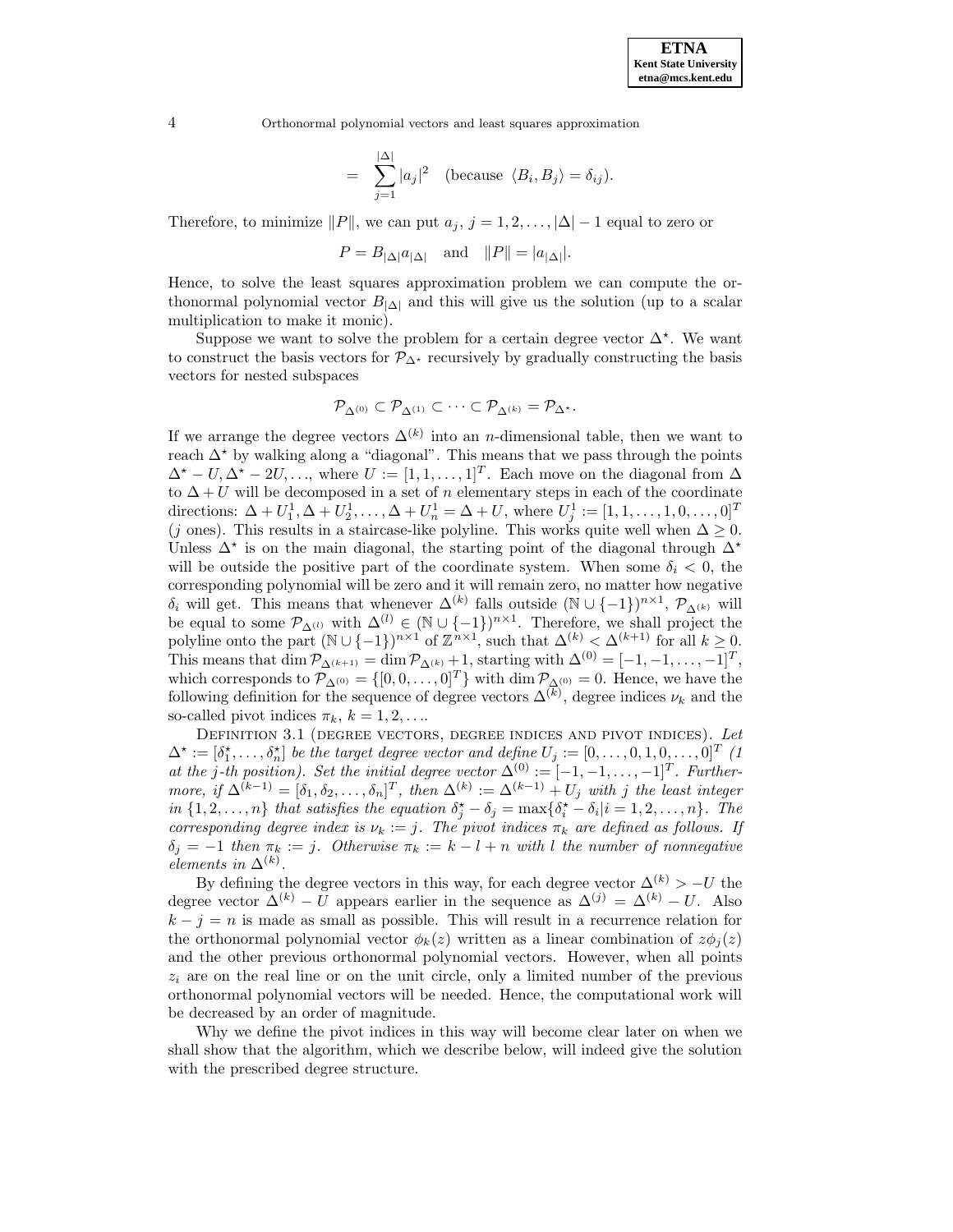$$= \sum_{j=1}^{|\Delta|} |a_j|^2 \quad \text{(because } \langle B_i, B_j \rangle = \delta_{ij}).$$

Therefore, to minimize $\|P\|$, we can put $a_j$, $j = 1, 2, \ldots, |\Delta| - 1$ equal to zero or

$$P = B_{|\Delta|} a_{|\Delta|} \quad \text{and} \quad \|P\| = |a_{|\Delta|}|.$$

Hence, to solve the least squares approximation problem we can compute the orthonormal polynomial vector $B_{|\Delta|}$ and this will give us the solution (up to a scalar multiplication to make it monic).

Suppose we want to solve the problem for a certain degree vector $\Delta^\star$. We want to construct the basis vectors for $\mathcal{P}_{\Delta^\star}$ recursively by gradually constructing the basis vectors for nested subspaces

$$\mathcal{P}_{\Delta^{(0)}} \subset \mathcal{P}_{\Delta^{(1)}} \subset \cdots \subset \mathcal{P}_{\Delta^{(k)}} = \mathcal{P}_{\Delta^\star}.$$

If we arrange the degree vectors $\Delta^{(k)}$ into an $n$-dimensional table, then we want to reach $\Delta^\star$ by walking along a "diagonal". This means that we pass through the points $\Delta^\star - U, \Delta^\star - 2U, \ldots$, where $U := [1, 1, \ldots, 1]^T$. Each move on the diagonal from $\Delta$ to $\Delta + U$ will be decomposed in a set of $n$ elementary steps in each of the coordinate directions: $\Delta + U_1^1, \Delta + U_2^1, \ldots, \Delta + U_n^1 = \Delta + U$, where $U_j^1 := [1, 1, \ldots, 1, 0, \ldots, 0]^T$ ($j$ ones). This results in a staircase-like polyline. This works quite well when $\Delta \geq 0$. Unless $\Delta^\star$ is on the main diagonal, the starting point of the diagonal through $\Delta^\star$ will be outside the positive part of the coordinate system. When some $\delta_i < 0$, the corresponding polynomial will be zero and it will remain zero, no matter how negative $\delta_i$ will get. This means that whenever $\Delta^{(k)}$ falls outside $(\mathbb{N} \cup \{-1\})^{n\times 1}$, $\mathcal{P}_{\Delta^{(k)}}$ will be equal to some $\mathcal{P}_{\Delta^{(l)}}$ with $\Delta^{(l)} \in (\mathbb{N} \cup \{-1\})^{n\times 1}$. Therefore, we shall project the polyline onto the part $(\mathbb{N} \cup \{-1\})^{n\times 1}$ of $\mathbb{Z}^{n\times 1}$, such that $\Delta^{(k)} < \Delta^{(k+1)}$ for all $k \geq 0$. This means that $\dim \mathcal{P}_{\Delta^{(k+1)}} = \dim \mathcal{P}_{\Delta^{(k)}} + 1$, starting with $\Delta^{(0)} = [-1, -1, \ldots, -1]^T$, which corresponds to $\mathcal{P}_{\Delta^{(0)}} = \{[0, 0, \ldots, 0]^T\}$ with $\dim \mathcal{P}_{\Delta^{(0)}} = 0$. Hence, we have the following definition for the sequence of degree vectors $\Delta^{(k)}$, degree indices $\nu_k$ and the so-called pivot indices $\pi_k$, $k = 1, 2, \ldots$.

Definition 3.1 (degree vectors, degree indices and pivot indices). *Let $\Delta^\star := [\delta_1^\star, \ldots, \delta_n^\star]$ be the target degree vector and define $U_j := [0, \ldots, 0, 1, 0, \ldots, 0]^T$ (1 at the $j$-th position). Set the initial degree vector $\Delta^{(0)} := [-1, -1, \ldots, -1]^T$. Furthermore, if $\Delta^{(k-1)} = [\delta_1, \delta_2, \ldots, \delta_n]^T$, then $\Delta^{(k)} := \Delta^{(k-1)} + U_j$ with $j$ the least integer in $\{1, 2, \ldots, n\}$ that satisfies the equation $\delta_j^\star - \delta_j = \max\{\delta_i^\star - \delta_i | i = 1, 2, \ldots, n\}$. The corresponding degree index is $\nu_k := j$. The pivot indices $\pi_k$ are defined as follows. If $\delta_j = -1$ then $\pi_k := j$. Otherwise $\pi_k := k - l + n$ with $l$ the number of nonnegative elements in $\Delta^{(k)}$.*

By defining the degree vectors in this way, for each degree vector $\Delta^{(k)} > -U$ the degree vector $\Delta^{(k)} - U$ appears earlier in the sequence as $\Delta^{(j)} = \Delta^{(k)} - U$. Also $k - j = n$ is made as small as possible. This will result in a recurrence relation for the orthonormal polynomial vector $\phi_k(z)$ written as a linear combination of $z\phi_j(z)$ and the other previous orthonormal polynomial vectors. However, when all points $z_i$ are on the real line or on the unit circle, only a limited number of the previous orthonormal polynomial vectors will be needed. Hence, the computational work will be decreased by an order of magnitude.

Why we define the pivot indices in this way will become clear later on when we shall show that the algorithm, which we describe below, will indeed give the solution with the prescribed degree structure.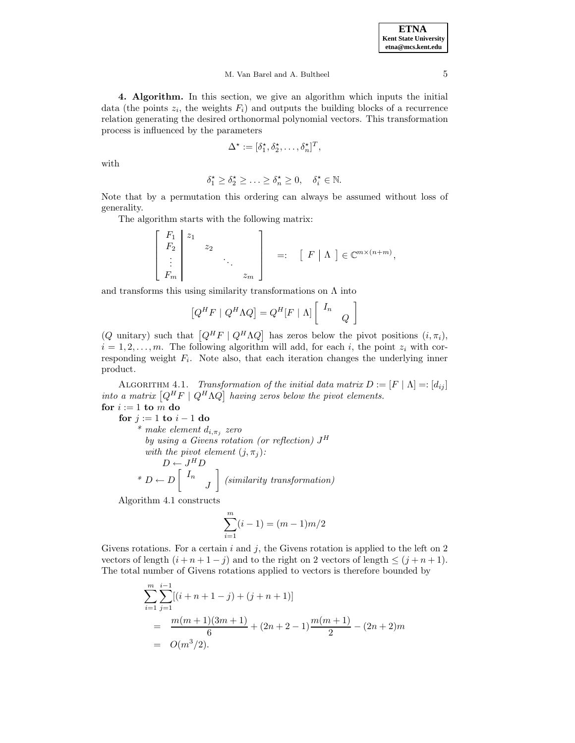**4. Algorithm.** In this section, we give an algorithm which inputs the initial data (the points $z_i$, the weights $F_i$) and outputs the building blocks of a recurrence relation generating the desired orthonormal polynomial vectors. This transformation process is influenced by the parameters

$$\Delta^\star := [\delta_1^\star, \delta_2^\star, \ldots, \delta_n^\star]^T,$$

with

$$\delta_1^\star \geq \delta_2^\star \geq \ldots \geq \delta_n^\star \geq 0, \quad \delta_i^\star \in \mathbb{N}.$$

Note that by a permutation this ordering can always be assumed without loss of generality.

The algorithm starts with the following matrix:

$$\left[\begin{array}{c|cccc} F_1 & z_1 & & & \\ F_2 & & z_2 & & \\ \vdots & & & \ddots & \\ F_m & & & & z_m \end{array}\right] =: \left[\begin{array}{c|c} F & \Lambda \end{array}\right] \in \mathbb{C}^{m \times (n+m)},$$

and transforms this using similarity transformations on $\Lambda$ into

$$\left[Q^H F \mid Q^H \Lambda Q\right] = Q^H [F \mid \Lambda] \left[\begin{array}{cc} I_n & \\ & Q \end{array}\right]$$

($Q$ unitary) such that $\left[Q^H F \mid Q^H \Lambda Q\right]$ has zeros below the pivot positions $(i, \pi_i)$, $i = 1, 2, \ldots, m$. The following algorithm will add, for each $i$, the point $z_i$ with corresponding weight $F_i$. Note also, that each iteration changes the underlying inner product.

ALGORITHM 4.1. *Transformation of the initial data matrix $D := [F \mid \Lambda] =: [d_{ij}]$ into a matrix $\left[Q^H F \mid Q^H \Lambda Q\right]$ having zeros below the pivot elements.*

```
for i := 1 to m do
    for j := 1 to i − 1 do
        * make element d_{i,π_j} zero
          by using a Givens rotation (or reflection) J^H
          with the pivot element (j, π_j):
              D ← J^H D
        * D ← D [ I_n      ]   (similarity transformation)
                [       J  ]
```

Algorithm 4.1 constructs

$$\sum_{i=1}^{m} (i-1) = (m-1)m/2$$

Givens rotations. For a certain $i$ and $j$, the Givens rotation is applied to the left on 2 vectors of length $(i + n + 1 - j)$ and to the right on 2 vectors of length $\leq (j + n + 1)$. The total number of Givens rotations applied to vectors is therefore bounded by

$$\begin{aligned}
&\sum_{i=1}^{m} \sum_{j=1}^{i-1} [(i + n + 1 - j) + (j + n + 1)] \\
&= \frac{m(m+1)(3m+1)}{6} + (2n + 2 - 1)\frac{m(m+1)}{2} - (2n+2)m \\
&= O(m^3/2).
\end{aligned}$$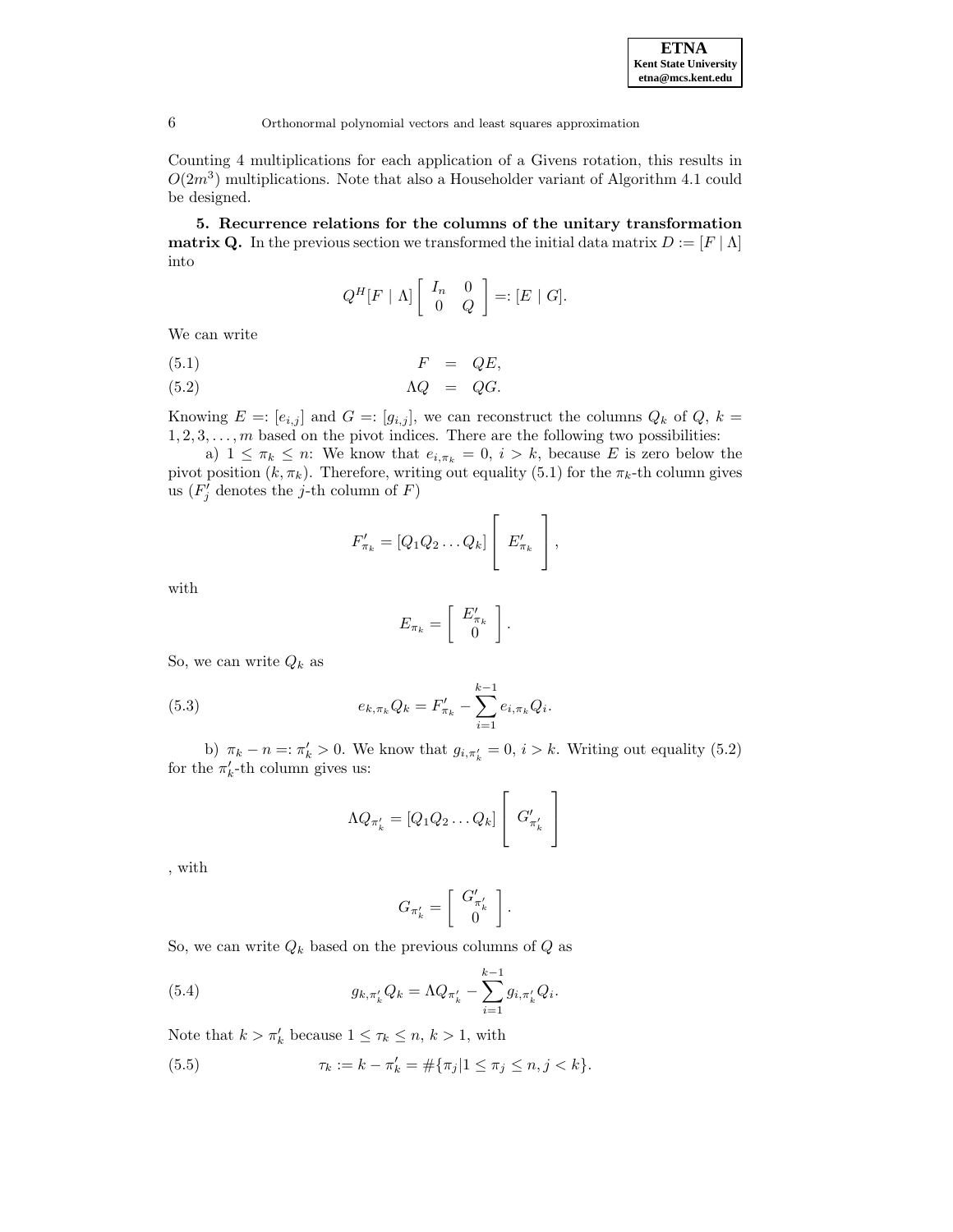Counting 4 multiplications for each application of a Givens rotation, this results in $O(2m^3)$ multiplications. Note that also a Householder variant of Algorithm 4.1 could be designed.

## 5. Recurrence relations for the columns of the unitary transformation matrix Q.

In the previous section we transformed the initial data matrix $D := [F \mid \Lambda]$ into

$$Q^H [F \mid \Lambda] \begin{bmatrix} I_n & 0 \\ 0 & Q \end{bmatrix} =: [E \mid G].$$

We can write

$$F = QE, \tag{5.1}$$

$$\Lambda Q = QG. \tag{5.2}$$

Knowing $E =: [e_{i,j}]$ and $G =: [g_{i,j}]$, we can reconstruct the columns $Q_k$ of $Q$, $k = 1, 2, 3, \ldots, m$ based on the pivot indices. There are the following two possibilities:

a) $1 \leq \pi_k \leq n$: We know that $e_{i,\pi_k} = 0$, $i > k$, because $E$ is zero below the pivot position $(k, \pi_k)$. Therefore, writing out equality (5.1) for the $\pi_k$-th column gives us ($F'_j$ denotes the $j$-th column of $F$)

$$F'_{\pi_k} = [Q_1 Q_2 \ldots Q_k] \begin{bmatrix} E'_{\pi_k} \end{bmatrix},$$

with

$$E_{\pi_k} = \begin{bmatrix} E'_{\pi_k} \\ 0 \end{bmatrix}.$$

So, we can write $Q_k$ as

$$e_{k,\pi_k} Q_k = F'_{\pi_k} - \sum_{i=1}^{k-1} e_{i,\pi_k} Q_i. \tag{5.3}$$

b) $\pi_k - n =: \pi'_k > 0$. We know that $g_{i,\pi'_k} = 0$, $i > k$. Writing out equality (5.2) for the $\pi'_k$-th column gives us:

$$\Lambda Q_{\pi'_k} = [Q_1 Q_2 \ldots Q_k] \begin{bmatrix} G'_{\pi'_k} \end{bmatrix}$$

, with

$$G_{\pi'_k} = \begin{bmatrix} G'_{\pi'_k} \\ 0 \end{bmatrix}.$$

So, we can write $Q_k$ based on the previous columns of $Q$ as

$$g_{k,\pi'_k} Q_k = \Lambda Q_{\pi'_k} - \sum_{i=1}^{k-1} g_{i,\pi'_k} Q_i. \tag{5.4}$$

Note that $k > \pi'_k$ because $1 \leq \tau_k \leq n$, $k > 1$, with

$$\tau_k := k - \pi'_k = \#\{\pi_j | 1 \leq \pi_j \leq n, j < k\}. \tag{5.5}$$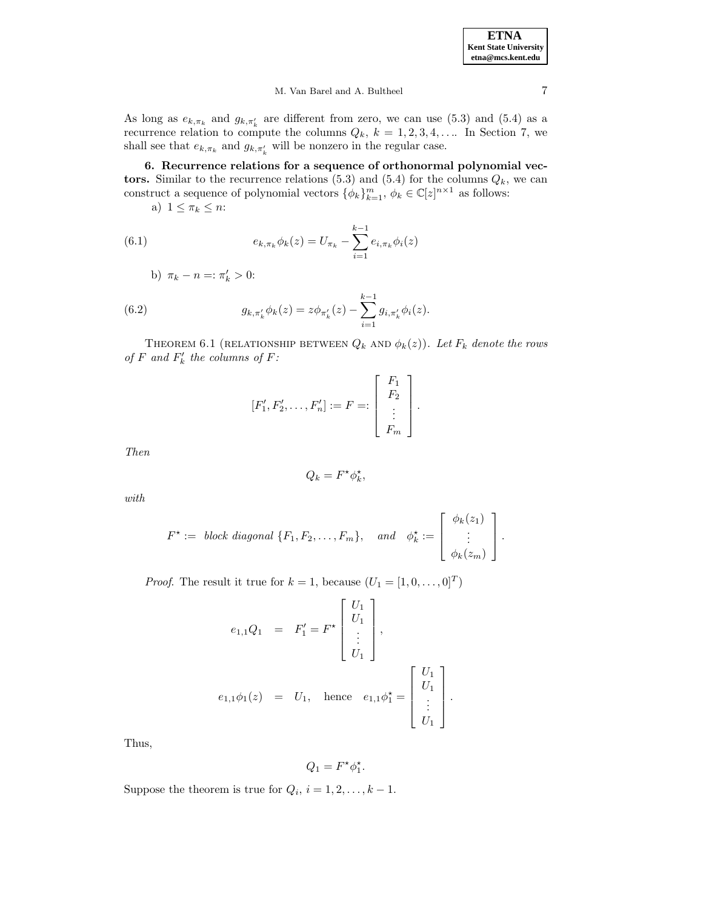As long as $e_{k,\pi_k}$ and $g_{k,\pi'_k}$ are different from zero, we can use (5.3) and (5.4) as a recurrence relation to compute the columns $Q_k$, $k = 1, 2, 3, 4, \ldots$. In Section 7, we shall see that $e_{k,\pi_k}$ and $g_{k,\pi'_k}$ will be nonzero in the regular case.

**6. Recurrence relations for a sequence of orthonormal polynomial vectors.** Similar to the recurrence relations (5.3) and (5.4) for the columns $Q_k$, we can construct a sequence of polynomial vectors $\{\phi_k\}_{k=1}^m$, $\phi_k \in \mathbb{C}[z]^{n\times 1}$ as follows:

a) $1 \leq \pi_k \leq n$:

$$e_{k,\pi_k}\phi_k(z) = U_{\pi_k} - \sum_{i=1}^{k-1} e_{i,\pi_k}\phi_i(z) \tag{6.1}$$

b) $\pi_k - n =: \pi'_k > 0$:

$$g_{k,\pi'_k}\phi_k(z) = z\phi_{\pi'_k}(z) - \sum_{i=1}^{k-1} g_{i,\pi'_k}\phi_i(z). \tag{6.2}$$

THEOREM 6.1 (RELATIONSHIP BETWEEN $Q_k$ AND $\phi_k(z)$). *Let $F_k$ denote the rows of $F$ and $F'_k$ the columns of $F$:*

$$[F'_1, F'_2, \ldots, F'_n] := F =: \begin{bmatrix} F_1 \\ F_2 \\ \vdots \\ F_m \end{bmatrix}.$$

*Then*

$$Q_k = F^\star \phi_k^\star,$$

*with*

$$F^\star := \textit{ block diagonal } \{F_1, F_2, \ldots, F_m\}, \quad \textit{and} \quad \phi_k^\star := \begin{bmatrix} \phi_k(z_1) \\ \vdots \\ \phi_k(z_m) \end{bmatrix}.$$

*Proof.* The result it true for $k = 1$, because ($U_1 = [1, 0, \ldots, 0]^T$)

$$\begin{aligned} e_{1,1}Q_1 &= F'_1 = F^\star \begin{bmatrix} U_1 \\ U_1 \\ \vdots \\ U_1 \end{bmatrix}, \\ e_{1,1}\phi_1(z) &= U_1, \quad \text{hence} \quad e_{1,1}\phi_1^\star = \begin{bmatrix} U_1 \\ U_1 \\ \vdots \\ U_1 \end{bmatrix}. \end{aligned}$$

Thus,

$$Q_1 = F^\star \phi_1^\star.$$

Suppose the theorem is true for $Q_i$, $i = 1, 2, \ldots, k-1$.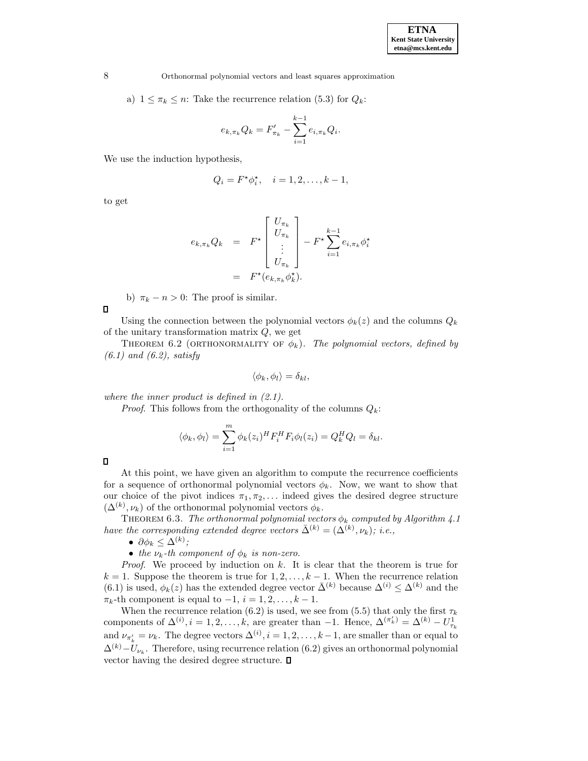a) $1 \le \pi_k \le n$: Take the recurrence relation (5.3) for $Q_k$:

$$e_{k,\pi_k} Q_k = F'_{\pi_k} - \sum_{i=1}^{k-1} e_{i,\pi_k} Q_i.$$

We use the induction hypothesis,

$$Q_i = F^\star \phi_i^\star, \quad i = 1, 2, \ldots, k-1,$$

to get

$$\begin{aligned} e_{k,\pi_k} Q_k &= F^\star \begin{bmatrix} U_{\pi_k} \\ U_{\pi_k} \\ \vdots \\ U_{\pi_k} \end{bmatrix} - F^\star \sum_{i=1}^{k-1} e_{i,\pi_k} \phi_i^\star \\ &= F^\star (e_{k,\pi_k} \phi_k^\star). \end{aligned}$$

b) $\pi_k - n > 0$: The proof is similar.

□

Using the connection between the polynomial vectors $\phi_k(z)$ and the columns $Q_k$ of the unitary transformation matrix $Q$, we get

THEOREM 6.2 (ORTHONORMALITY OF $\phi_k$). *The polynomial vectors, defined by (6.1) and (6.2), satisfy*

$$\langle \phi_k, \phi_l \rangle = \delta_{kl},$$

*where the inner product is defined in (2.1).*

*Proof.* This follows from the orthogonality of the columns $Q_k$:

$$\langle \phi_k, \phi_l \rangle = \sum_{i=1}^{m} \phi_k(z_i)^H F_i^H F_i \phi_l(z_i) = Q_k^H Q_l = \delta_{kl}.$$

□

At this point, we have given an algorithm to compute the recurrence coefficients for a sequence of orthonormal polynomial vectors $\phi_k$. Now, we want to show that our choice of the pivot indices $\pi_1, \pi_2, \ldots$ indeed gives the desired degree structure $(\Delta^{(k)}, \nu_k)$ of the orthonormal polynomial vectors $\phi_k$.

THEOREM 6.3. *The orthonormal polynomial vectors $\phi_k$ computed by Algorithm 4.1 have the corresponding extended degree vectors $\bar{\Delta}^{(k)} = (\Delta^{(k)}, \nu_k)$; i.e.,*

- $\partial \phi_k \le \Delta^{(k)}$;
- *the $\nu_k$-th component of $\phi_k$ is non-zero.*

*Proof.* We proceed by induction on $k$. It is clear that the theorem is true for $k = 1$. Suppose the theorem is true for $1, 2, \ldots, k-1$. When the recurrence relation (6.1) is used, $\phi_k(z)$ has the extended degree vector $\bar{\Delta}^{(k)}$ because $\Delta^{(i)} \le \Delta^{(k)}$ and the $\pi_k$-th component is equal to $-1$, $i = 1, 2, \ldots, k-1$.

When the recurrence relation (6.2) is used, we see from (5.5) that only the first $\tau_k$ components of $\Delta^{(i)}, i = 1, 2, \ldots, k$, are greater than $-1$. Hence, $\Delta^{(\pi'_k)} = \Delta^{(k)} - U^1_{\tau_k}$ and $\nu_{\pi'_k} = \nu_k$. The degree vectors $\Delta^{(i)}, i = 1, 2, \ldots, k-1$, are smaller than or equal to $\Delta^{(k)} - U_{\nu_k}$. Therefore, using recurrence relation (6.2) gives an orthonormal polynomial vector having the desired degree structure. □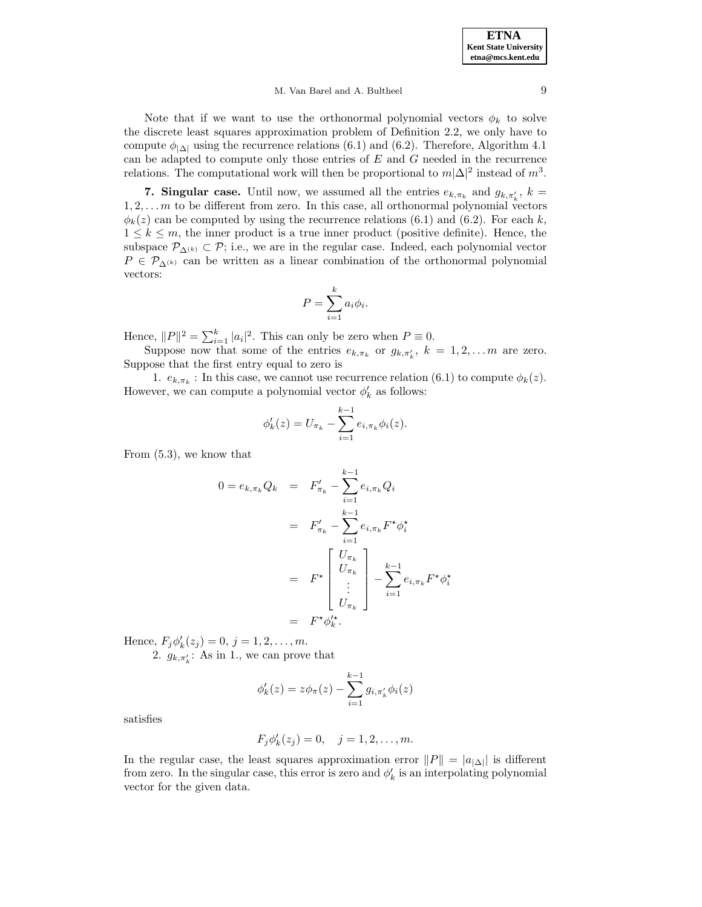Note that if we want to use the orthonormal polynomial vectors $\phi_k$ to solve the discrete least squares approximation problem of Definition 2.2, we only have to compute $\phi_{|\Delta|}$ using the recurrence relations (6.1) and (6.2). Therefore, Algorithm 4.1 can be adapted to compute only those entries of $E$ and $G$ needed in the recurrence relations. The computational work will then be proportional to $m|\Delta|^2$ instead of $m^3$.

**7. Singular case.** Until now, we assumed all the entries $e_{k,\pi_k}$ and $g_{k,\pi'_k}$, $k = 1, 2, \ldots m$ to be different from zero. In this case, all orthonormal polynomial vectors $\phi_k(z)$ can be computed by using the recurrence relations (6.1) and (6.2). For each $k$, $1 \leq k \leq m$, the inner product is a true inner product (positive definite). Hence, the subspace $\mathcal{P}_{\Delta^{(k)}} \subset \mathcal{P}$; i.e., we are in the regular case. Indeed, each polynomial vector $P \in \mathcal{P}_{\Delta^{(k)}}$ can be written as a linear combination of the orthonormal polynomial vectors:

$$P = \sum_{i=1}^{k} a_i \phi_i.$$

Hence, $\|P\|^2 = \sum_{i=1}^{k} |a_i|^2$. This can only be zero when $P \equiv 0$.

Suppose now that some of the entries $e_{k,\pi_k}$ or $g_{k,\pi'_k}$, $k = 1, 2, \ldots m$ are zero. Suppose that the first entry equal to zero is

1. $e_{k,\pi_k}$ : In this case, we cannot use recurrence relation (6.1) to compute $\phi_k(z)$. However, we can compute a polynomial vector $\phi'_k$ as follows:

$$\phi'_k(z) = U_{\pi_k} - \sum_{i=1}^{k-1} e_{i,\pi_k} \phi_i(z).$$

From (5.3), we know that

$$\begin{aligned}
0 = e_{k,\pi_k} Q_k &= F'_{\pi_k} - \sum_{i=1}^{k-1} e_{i,\pi_k} Q_i \\
&= F'_{\pi_k} - \sum_{i=1}^{k-1} e_{i,\pi_k} F^\star \phi_i^\star \\
&= F^\star \begin{bmatrix} U_{\pi_k} \\ U_{\pi_k} \\ \vdots \\ U_{\pi_k} \end{bmatrix} - \sum_{i=1}^{k-1} e_{i,\pi_k} F^\star \phi_i^\star \\
&= F^\star \phi_k'^\star.
\end{aligned}$$

Hence, $F_j \phi'_k(z_j) = 0$, $j = 1, 2, \ldots, m$.

2. $g_{k,\pi'_k}$: As in 1., we can prove that

$$\phi'_k(z) = z\phi_\pi(z) - \sum_{i=1}^{k-1} g_{i,\pi'_k} \phi_i(z)$$

satisfies

$$F_j \phi'_k(z_j) = 0, \quad j = 1, 2, \ldots, m.$$

In the regular case, the least squares approximation error $\|P\| = |a_{|\Delta|}|$ is different from zero. In the singular case, this error is zero and $\phi'_k$ is an interpolating polynomial vector for the given data.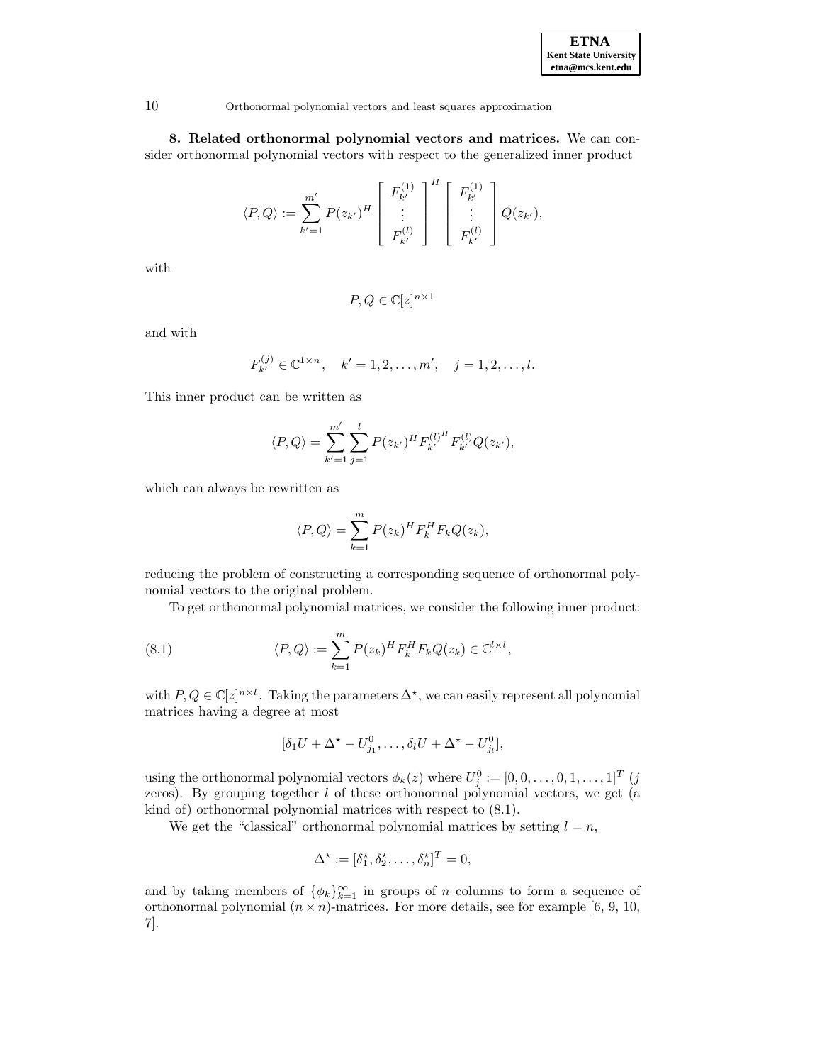**8. Related orthonormal polynomial vectors and matrices.** We can consider orthonormal polynomial vectors with respect to the generalized inner product

$$\langle P, Q \rangle := \sum_{k'=1}^{m'} P(z_{k'})^H \begin{bmatrix} F_{k'}^{(1)} \\ \vdots \\ F_{k'}^{(l)} \end{bmatrix}^H \begin{bmatrix} F_{k'}^{(1)} \\ \vdots \\ F_{k'}^{(l)} \end{bmatrix} Q(z_{k'}),$$

with

$$P, Q \in \mathbb{C}[z]^{n \times 1}$$

and with

$$F_{k'}^{(j)} \in \mathbb{C}^{1 \times n}, \quad k' = 1, 2, \ldots, m', \quad j = 1, 2, \ldots, l.$$

This inner product can be written as

$$\langle P, Q \rangle = \sum_{k'=1}^{m'} \sum_{j=1}^{l} P(z_{k'})^H {F_{k'}^{(l)}}^H F_{k'}^{(l)} Q(z_{k'}),$$

which can always be rewritten as

$$\langle P, Q \rangle = \sum_{k=1}^{m} P(z_k)^H F_k^H F_k Q(z_k),$$

reducing the problem of constructing a corresponding sequence of orthonormal polynomial vectors to the original problem.

To get orthonormal polynomial matrices, we consider the following inner product:

$$\langle P, Q \rangle := \sum_{k=1}^{m} P(z_k)^H F_k^H F_k Q(z_k) \in \mathbb{C}^{l \times l}, \tag{8.1}$$

with $P, Q \in \mathbb{C}[z]^{n \times l}$. Taking the parameters $\Delta^\star$, we can easily represent all polynomial matrices having a degree at most

$$[\delta_1 U + \Delta^\star - U_{j_1}^0, \ldots, \delta_l U + \Delta^\star - U_{j_l}^0],$$

using the orthonormal polynomial vectors $\phi_k(z)$ where $U_j^0 := [0, 0, \ldots, 0, 1, \ldots, 1]^T$ ($j$ zeros). By grouping together $l$ of these orthonormal polynomial vectors, we get (a kind of) orthonormal polynomial matrices with respect to (8.1).

We get the "classical" orthonormal polynomial matrices by setting $l = n$,

$$\Delta^\star := [\delta_1^\star, \delta_2^\star, \ldots, \delta_n^\star]^T = 0,$$

and by taking members of $\{\phi_k\}_{k=1}^{\infty}$ in groups of $n$ columns to form a sequence of orthonormal polynomial $(n \times n)$-matrices. For more details, see for example [6, 9, 10, 7].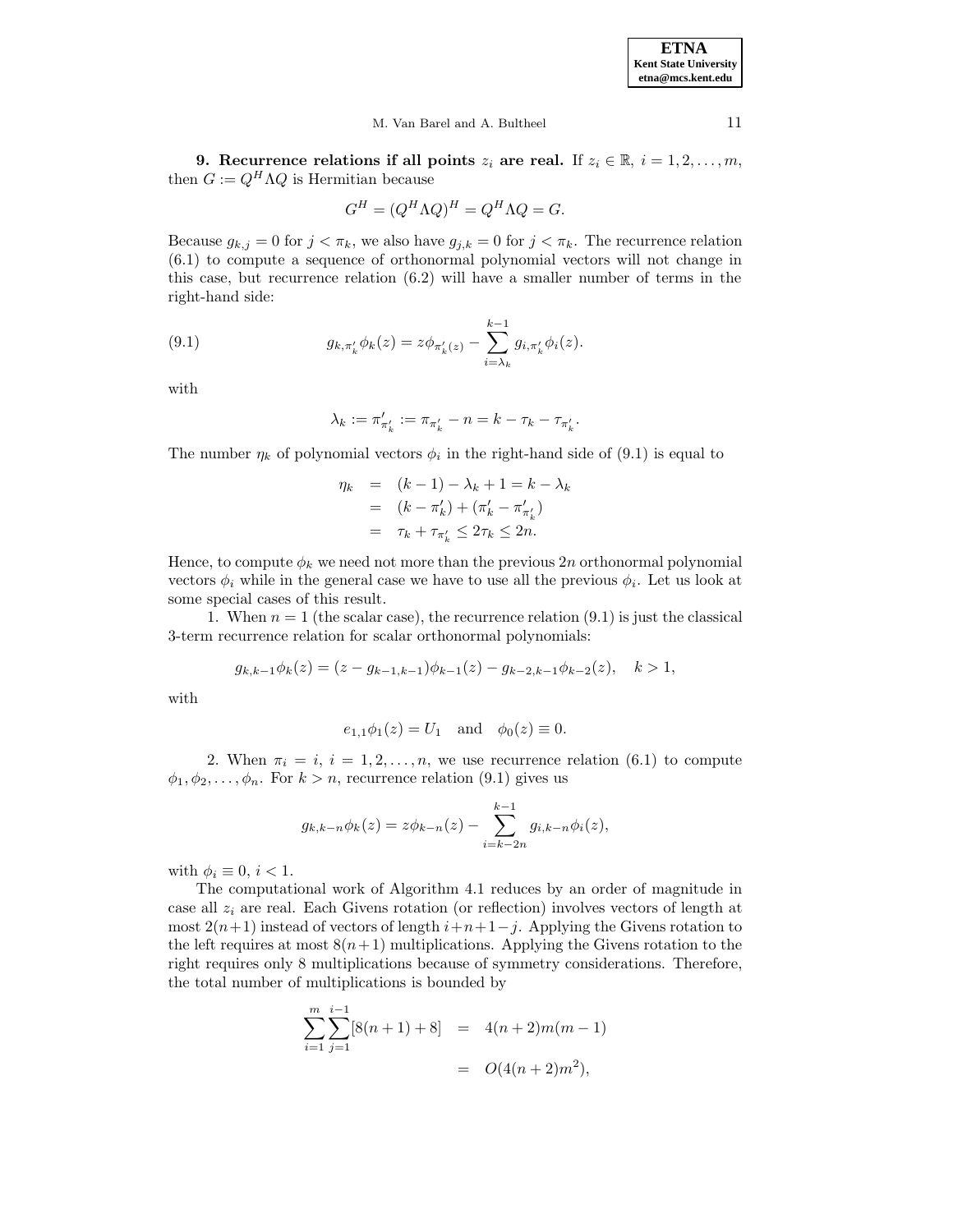**9. Recurrence relations if all points $z_i$ are real.** If $z_i \in \mathbb{R}$, $i = 1, 2, \ldots, m$, then $G := Q^H \Lambda Q$ is Hermitian because

$$G^H = (Q^H \Lambda Q)^H = Q^H \Lambda Q = G.$$

Because $g_{k,j} = 0$ for $j < \pi_k$, we also have $g_{j,k} = 0$ for $j < \pi_k$. The recurrence relation (6.1) to compute a sequence of orthonormal polynomial vectors will not change in this case, but recurrence relation (6.2) will have a smaller number of terms in the right-hand side:

$$g_{k,\pi'_k} \phi_k(z) = z\phi_{\pi'_k(z)} - \sum_{i=\lambda_k}^{k-1} g_{i,\pi'_k} \phi_i(z). \tag{9.1}$$

with

$$\lambda_k := \pi'_{\pi'_k} := \pi_{\pi'_k} - n = k - \tau_k - \tau_{\pi'_k}.$$

The number $\eta_k$ of polynomial vectors $\phi_i$ in the right-hand side of (9.1) is equal to

$$\begin{aligned}
\eta_k &= (k-1) - \lambda_k + 1 = k - \lambda_k \\
&= (k - \pi'_k) + (\pi'_k - \pi'_{\pi'_k}) \\
&= \tau_k + \tau_{\pi'_k} \leq 2\tau_k \leq 2n.
\end{aligned}$$

Hence, to compute $\phi_k$ we need not more than the previous $2n$ orthonormal polynomial vectors $\phi_i$ while in the general case we have to use all the previous $\phi_i$. Let us look at some special cases of this result.

1. When $n = 1$ (the scalar case), the recurrence relation (9.1) is just the classical 3-term recurrence relation for scalar orthonormal polynomials:

$$g_{k,k-1}\phi_k(z) = (z - g_{k-1,k-1})\phi_{k-1}(z) - g_{k-2,k-1}\phi_{k-2}(z), \quad k > 1,$$

with

$$e_{1,1}\phi_1(z) = U_1 \quad \text{and} \quad \phi_0(z) \equiv 0.$$

2. When $\pi_i = i$, $i = 1, 2, \ldots, n$, we use recurrence relation (6.1) to compute $\phi_1, \phi_2, \ldots, \phi_n$. For $k > n$, recurrence relation (9.1) gives us

$$g_{k,k-n}\phi_k(z) = z\phi_{k-n}(z) - \sum_{i=k-2n}^{k-1} g_{i,k-n}\phi_i(z),$$

with $\phi_i \equiv 0$, $i < 1$.

The computational work of Algorithm 4.1 reduces by an order of magnitude in case all $z_i$ are real. Each Givens rotation (or reflection) involves vectors of length at most $2(n+1)$ instead of vectors of length $i+n+1-j$. Applying the Givens rotation to the left requires at most $8(n+1)$ multiplications. Applying the Givens rotation to the right requires only 8 multiplications because of symmetry considerations. Therefore, the total number of multiplications is bounded by

$$\begin{aligned}
\sum_{i=1}^{m}\sum_{j=1}^{i-1}[8(n+1) + 8] &= 4(n+2)m(m-1) \\
&= O(4(n+2)m^2),
\end{aligned}$$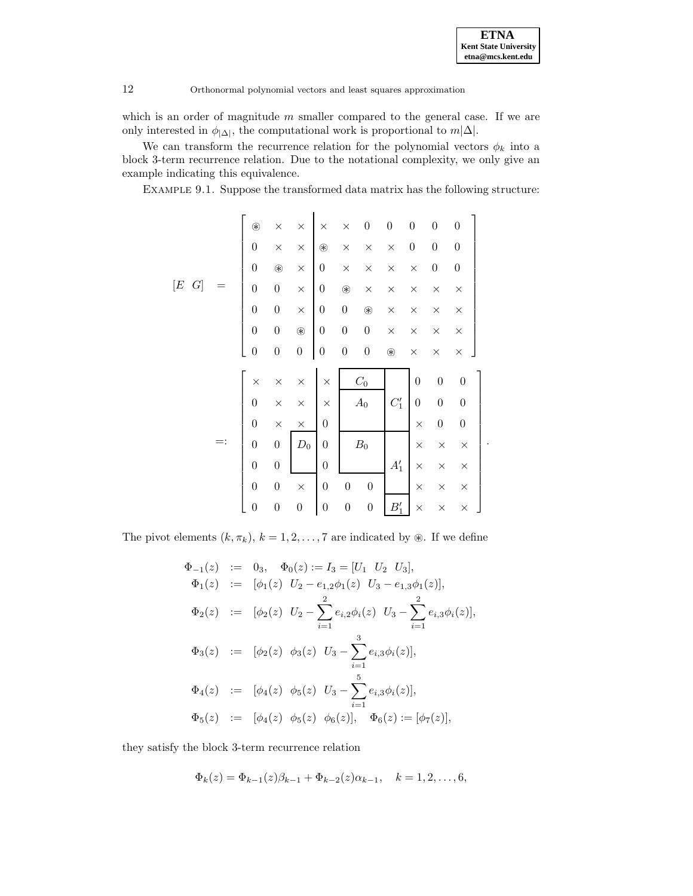which is an order of magnitude $m$ smaller compared to the general case. If we are only interested in $\phi_{|\Delta|}$, the computational work is proportional to $m|\Delta|$.

We can transform the recurrence relation for the polynomial vectors $\phi_k$ into a block 3-term recurrence relation. Due to the notational complexity, we only give an example indicating this equivalence.

EXAMPLE 9.1. Suppose the transformed data matrix has the following structure:

$$
[E \;\; G] \;=\; \left[\begin{array}{ccc|ccccccc}
\circledast & \times & \times & \times & \times & 0 & 0 & 0 & 0 & 0 \\
0 & \times & \times & \circledast & \times & \times & \times & 0 & 0 & 0 \\
0 & \circledast & \times & 0 & \times & \times & \times & \times & 0 & 0 \\
0 & 0 & \times & 0 & \circledast & \times & \times & \times & \times & \times \\
0 & 0 & \times & 0 & 0 & \circledast & \times & \times & \times & \times \\
0 & 0 & \circledast & 0 & 0 & 0 & \times & \times & \times & \times \\
0 & 0 & 0 & 0 & 0 & 0 & \circledast & \times & \times & \times
\end{array}\right]
$$

$$
=: \left[\begin{array}{ccc|ccccccc}
\times & \times & \times & \times & \multicolumn{2}{c}{C_0} & & 0 & 0 & 0 \\
0 & \times & \times & \times & \multicolumn{2}{c}{A_0} & C_1' & 0 & 0 & 0 \\
0 & \times & \times & 0 & & & & \times & 0 & 0 \\
0 & 0 & D_0 & 0 & \multicolumn{2}{c}{B_0} & & \times & \times & \times \\
0 & 0 & & 0 & & & A_1' & \times & \times & \times \\
0 & 0 & \times & 0 & 0 & 0 & & \times & \times & \times \\
0 & 0 & 0 & 0 & 0 & 0 & B_1' & \times & \times & \times
\end{array}\right].
$$

The pivot elements $(k, \pi_k)$, $k = 1, 2, \ldots, 7$ are indicated by $\circledast$. If we define

$$
\begin{aligned}
\Phi_{-1}(z) &:= 0_3, \quad \Phi_0(z) := I_3 = [U_1 \;\; U_2 \;\; U_3], \\
\Phi_1(z) &:= [\phi_1(z) \;\; U_2 - e_{1,2}\phi_1(z) \;\; U_3 - e_{1,3}\phi_1(z)], \\
\Phi_2(z) &:= [\phi_2(z) \;\; U_2 - \sum_{i=1}^{2} e_{i,2}\phi_i(z) \;\; U_3 - \sum_{i=1}^{2} e_{i,3}\phi_i(z)], \\
\Phi_3(z) &:= [\phi_2(z) \;\; \phi_3(z) \;\; U_3 - \sum_{i=1}^{3} e_{i,3}\phi_i(z)], \\
\Phi_4(z) &:= [\phi_4(z) \;\; \phi_5(z) \;\; U_3 - \sum_{i=1}^{5} e_{i,3}\phi_i(z)], \\
\Phi_5(z) &:= [\phi_4(z) \;\; \phi_5(z) \;\; \phi_6(z)], \quad \Phi_6(z) := [\phi_7(z)],
\end{aligned}
$$

they satisfy the block 3-term recurrence relation

$$
\Phi_k(z) = \Phi_{k-1}(z)\beta_{k-1} + \Phi_{k-2}(z)\alpha_{k-1}, \quad k = 1, 2, \ldots, 6,
$$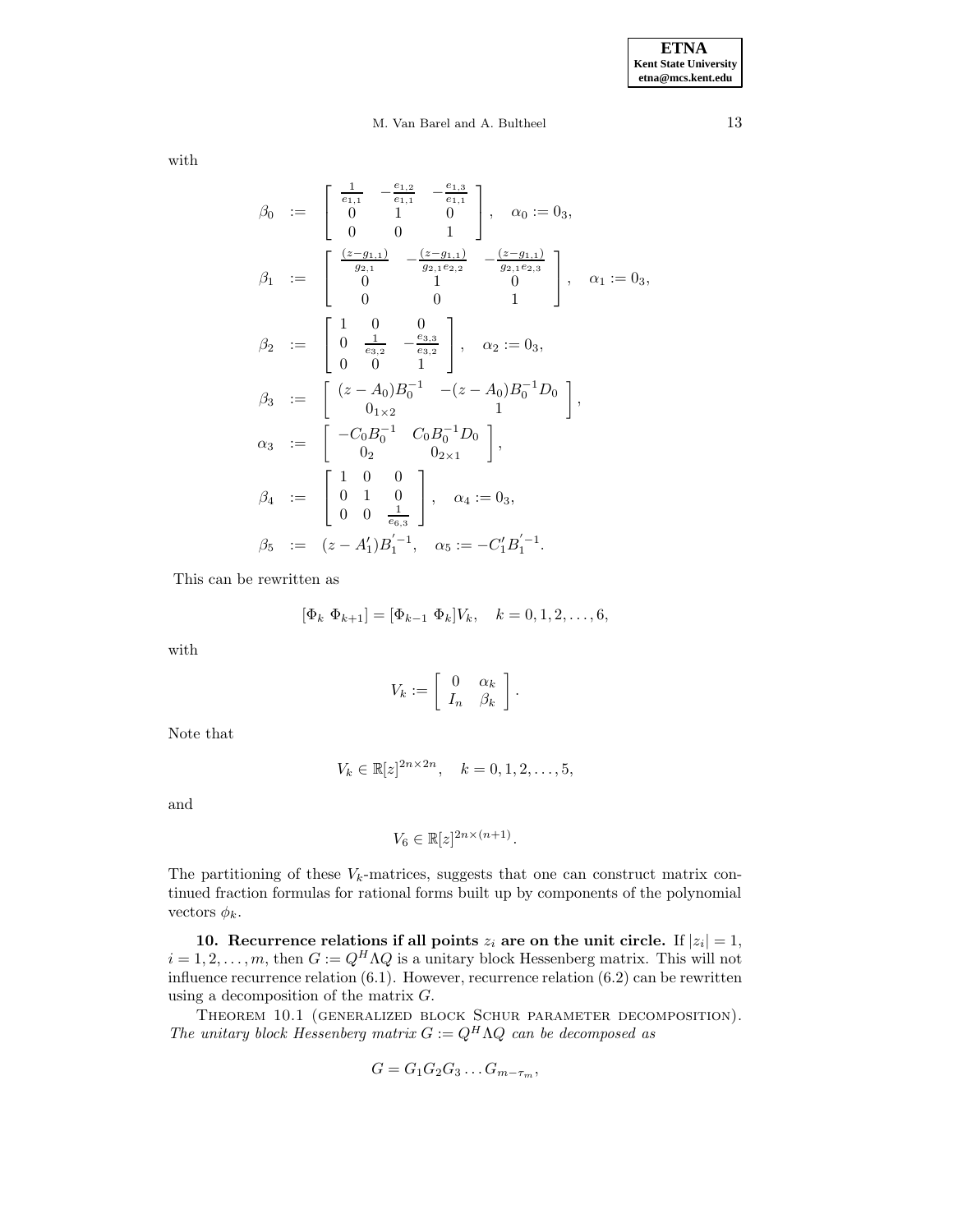with

$$
\begin{aligned}
\beta_0 &:= \begin{bmatrix} \frac{1}{e_{1,1}} & -\frac{e_{1,2}}{e_{1,1}} & -\frac{e_{1,3}}{e_{1,1}} \\ 0 & 1 & 0 \\ 0 & 0 & 1 \end{bmatrix}, \quad \alpha_0 := 0_3, \\
\beta_1 &:= \begin{bmatrix} \frac{(z-g_{1,1})}{g_{2,1}} & -\frac{(z-g_{1,1})}{g_{2,1}e_{2,2}} & -\frac{(z-g_{1,1})}{g_{2,1}e_{2,3}} \\ 0 & 1 & 0 \\ 0 & 0 & 1 \end{bmatrix}, \quad \alpha_1 := 0_3, \\
\beta_2 &:= \begin{bmatrix} 1 & 0 & 0 \\ 0 & \frac{1}{e_{3,2}} & -\frac{e_{3,3}}{e_{3,2}} \\ 0 & 0 & 1 \end{bmatrix}, \quad \alpha_2 := 0_3, \\
\beta_3 &:= \begin{bmatrix} (z-A_0)B_0^{-1} & -(z-A_0)B_0^{-1}D_0 \\ 0_{1\times 2} & 1 \end{bmatrix}, \\
\alpha_3 &:= \begin{bmatrix} -C_0B_0^{-1} & C_0B_0^{-1}D_0 \\ 0_2 & 0_{2\times 1} \end{bmatrix}, \\
\beta_4 &:= \begin{bmatrix} 1 & 0 & 0 \\ 0 & 1 & 0 \\ 0 & 0 & \frac{1}{e_{6,3}} \end{bmatrix}, \quad \alpha_4 := 0_3, \\
\beta_5 &:= (z-A_1')B_1^{'-1}, \quad \alpha_5 := -C_1'B_1^{'-1}.
\end{aligned}
$$

This can be rewritten as

$$
[\Phi_k \ \Phi_{k+1}] = [\Phi_{k-1} \ \Phi_k]V_k, \quad k = 0, 1, 2, \ldots, 6,
$$

with

$$
V_k := \begin{bmatrix} 0 & \alpha_k \\ I_n & \beta_k \end{bmatrix}.
$$

Note that

$$
V_k \in \mathbb{R}[z]^{2n\times 2n}, \quad k = 0, 1, 2, \ldots, 5,
$$

and

$$
V_6 \in \mathbb{R}[z]^{2n\times(n+1)}.
$$

The partitioning of these $V_k$-matrices, suggests that one can construct matrix continued fraction formulas for rational forms built up by components of the polynomial vectors $\phi_k$.

## 10. Recurrence relations if all points $z_i$ are on the unit circle.

If $|z_i| = 1$, $i = 1, 2, \ldots, m$, then $G := Q^H \Lambda Q$ is a unitary block Hessenberg matrix. This will not influence recurrence relation (6.1). However, recurrence relation (6.2) can be rewritten using a decomposition of the matrix $G$.

Theorem 10.1 (generalized block Schur parameter decomposition). *The unitary block Hessenberg matrix $G := Q^H \Lambda Q$ can be decomposed as*

$$
G = G_1 G_2 G_3 \ldots G_{m-\tau_m},
$$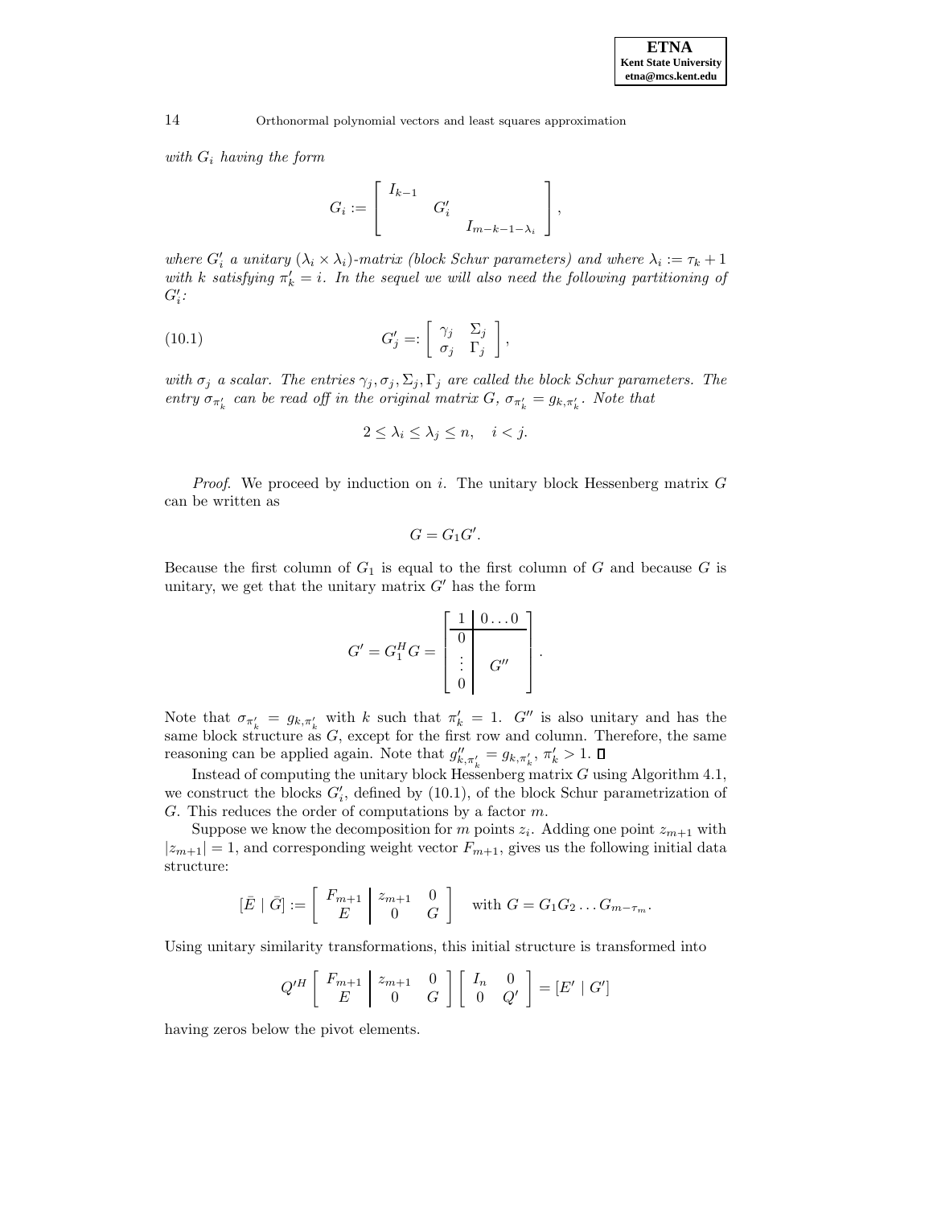*with $G_i$ having the form*

$$G_i := \begin{bmatrix} I_{k-1} & & \\ & G'_i & \\ & & I_{m-k-1-\lambda_i} \end{bmatrix},$$

*where $G'_i$ a unitary $(\lambda_i \times \lambda_i)$-matrix (block Schur parameters) and where $\lambda_i := \tau_k + 1$ with $k$ satisfying $\pi'_k = i$. In the sequel we will also need the following partitioning of $G'_i$:*

$$G'_j =: \begin{bmatrix} \gamma_j & \Sigma_j \\ \sigma_j & \Gamma_j \end{bmatrix}, \tag{10.1}$$

*with $\sigma_j$ a scalar. The entries $\gamma_j, \sigma_j, \Sigma_j, \Gamma_j$ are called the block Schur parameters. The entry $\sigma_{\pi'_k}$ can be read off in the original matrix $G$, $\sigma_{\pi'_k} = g_{k,\pi'_k}$. Note that*

$$2 \leq \lambda_i \leq \lambda_j \leq n, \quad i < j.$$

*Proof*. We proceed by induction on $i$. The unitary block Hessenberg matrix $G$ can be written as

$$G = G_1 G'.$$

Because the first column of $G_1$ is equal to the first column of $G$ and because $G$ is unitary, we get that the unitary matrix $G'$ has the form

$$G' = G_1^H G = \left[\begin{array}{c|c} 1 & 0 \ldots 0 \\ \hline 0 & \\ \vdots & G'' \\ 0 & \end{array}\right].$$

Note that $\sigma_{\pi'_k} = g_{k,\pi'_k}$ with $k$ such that $\pi'_k = 1$. $G''$ is also unitary and has the same block structure as $G$, except for the first row and column. Therefore, the same reasoning can be applied again. Note that $g''_{k,\pi'_k} = g_{k,\pi'_k}$, $\pi'_k > 1$. ∎

Instead of computing the unitary block Hessenberg matrix $G$ using Algorithm 4.1, we construct the blocks $G'_i$, defined by (10.1), of the block Schur parametrization of $G$. This reduces the order of computations by a factor $m$.

Suppose we know the decomposition for $m$ points $z_i$. Adding one point $z_{m+1}$ with $|z_{m+1}| = 1$, and corresponding weight vector $F_{m+1}$, gives us the following initial data structure:

$$[\bar{E} \mid \bar{G}] := \left[\begin{array}{c|cc} F_{m+1} & z_{m+1} & 0 \\ E & 0 & G \end{array}\right] \quad \text{with } G = G_1 G_2 \ldots G_{m-\tau_m}.$$

Using unitary similarity transformations, this initial structure is transformed into

$$Q'^H \left[\begin{array}{c|cc} F_{m+1} & z_{m+1} & 0 \\ E & 0 & G \end{array}\right] \begin{bmatrix} I_n & 0 \\ 0 & Q' \end{bmatrix} = [E' \mid G']$$

having zeros below the pivot elements.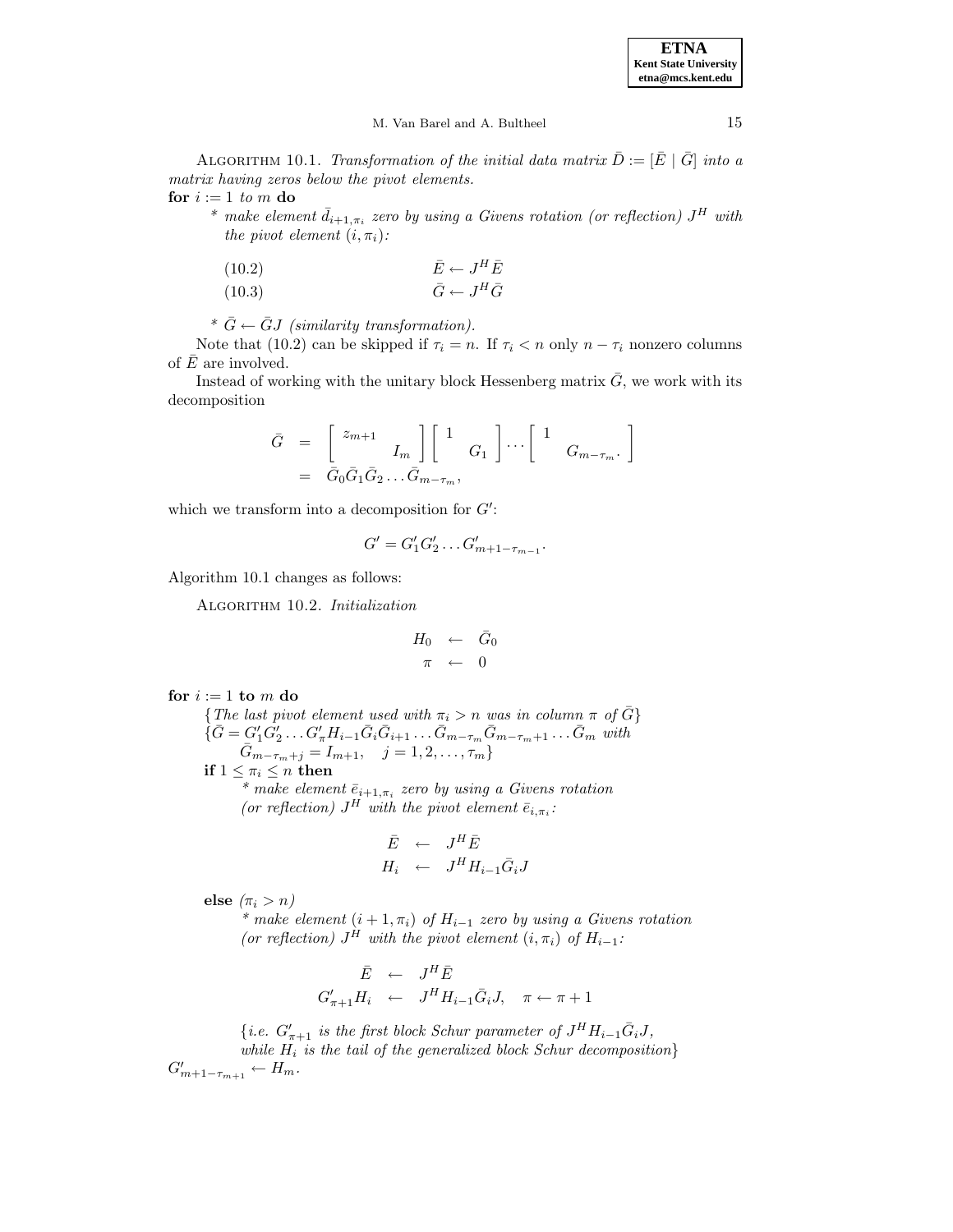ALGORITHM 10.1. *Transformation of the initial data matrix* $\bar{D} := [\bar{E} \mid \bar{G}]$ *into a matrix having zeros below the pivot elements.*

**for** $i := 1$ *to* $m$ **do**

* *make element* $\bar{d}_{i+1,\pi_i}$ *zero by using a Givens rotation (or reflection)* $J^H$ *with the pivot element* $(i, \pi_i)$*:*

$$\bar{E} \leftarrow J^H \bar{E} \tag{10.2}$$

$$\bar{G} \leftarrow J^H \bar{G} \tag{10.3}$$

* $\bar{G} \leftarrow \bar{G}J$ *(similarity transformation).*

Note that (10.2) can be skipped if $\tau_i = n$. If $\tau_i < n$ only $n - \tau_i$ nonzero columns of $\bar{E}$ are involved.

Instead of working with the unitary block Hessenberg matrix $\bar{G}$, we work with its decomposition

$$\begin{aligned} \bar{G} &= \begin{bmatrix} z_{m+1} & \\ & I_m \end{bmatrix} \begin{bmatrix} 1 & \\ & G_1 \end{bmatrix} \cdots \begin{bmatrix} 1 & \\ & G_{m-\tau_m}. \end{bmatrix} \\ &= \bar{G}_0 \bar{G}_1 \bar{G}_2 \ldots \bar{G}_{m-\tau_m}, \end{aligned}$$

which we transform into a decomposition for $G'$:

$$G' = G'_1 G'_2 \ldots G'_{m+1-\tau_{m-1}}.$$

Algorithm 10.1 changes as follows:

ALGORITHM 10.2. *Initialization*

$$\begin{aligned} H_0 &\leftarrow \bar{G}_0 \\ \pi &\leftarrow 0 \end{aligned}$$

**for** $i := 1$ **to** $m$ **do**

{*The last pivot element used with* $\pi_i > n$ *was in column* $\pi$ *of* $\bar{G}$}
{$\bar{G} = G'_1 G'_2 \ldots G'_\pi H_{i-1} \bar{G}_i \bar{G}_{i+1} \ldots \bar{G}_{m-\tau_m} \bar{G}_{m-\tau_m+1} \ldots \bar{G}_m$ *with* $\bar{G}_{m-\tau_m+j} = I_{m+1}, \quad j = 1, 2, \ldots, \tau_m$}

**if** $1 \leq \pi_i \leq n$ **then**

* *make element* $\bar{e}_{i+1,\pi_i}$ *zero by using a Givens rotation (or reflection)* $J^H$ *with the pivot element* $\bar{e}_{i,\pi_i}$*:*

$$\begin{aligned} \bar{E} &\leftarrow J^H \bar{E} \\ H_i &\leftarrow J^H H_{i-1} \bar{G}_i J \end{aligned}$$

**else** *($\pi_i > n$)*

* *make element* $(i+1, \pi_i)$ *of* $H_{i-1}$ *zero by using a Givens rotation (or reflection)* $J^H$ *with the pivot element* $(i, \pi_i)$ *of* $H_{i-1}$*:*

$$\begin{aligned} \bar{E} &\leftarrow J^H \bar{E} \\ G'_{\pi+1} H_i &\leftarrow J^H H_{i-1} \bar{G}_i J, \quad \pi \leftarrow \pi + 1 \end{aligned}$$

{*i.e.* $G'_{\pi+1}$ *is the first block Schur parameter of* $J^H H_{i-1} \bar{G}_i J$*, while* $H_i$ *is the tail of the generalized block Schur decomposition*}

$G'_{m+1-\tau_{m+1}} \leftarrow H_m$.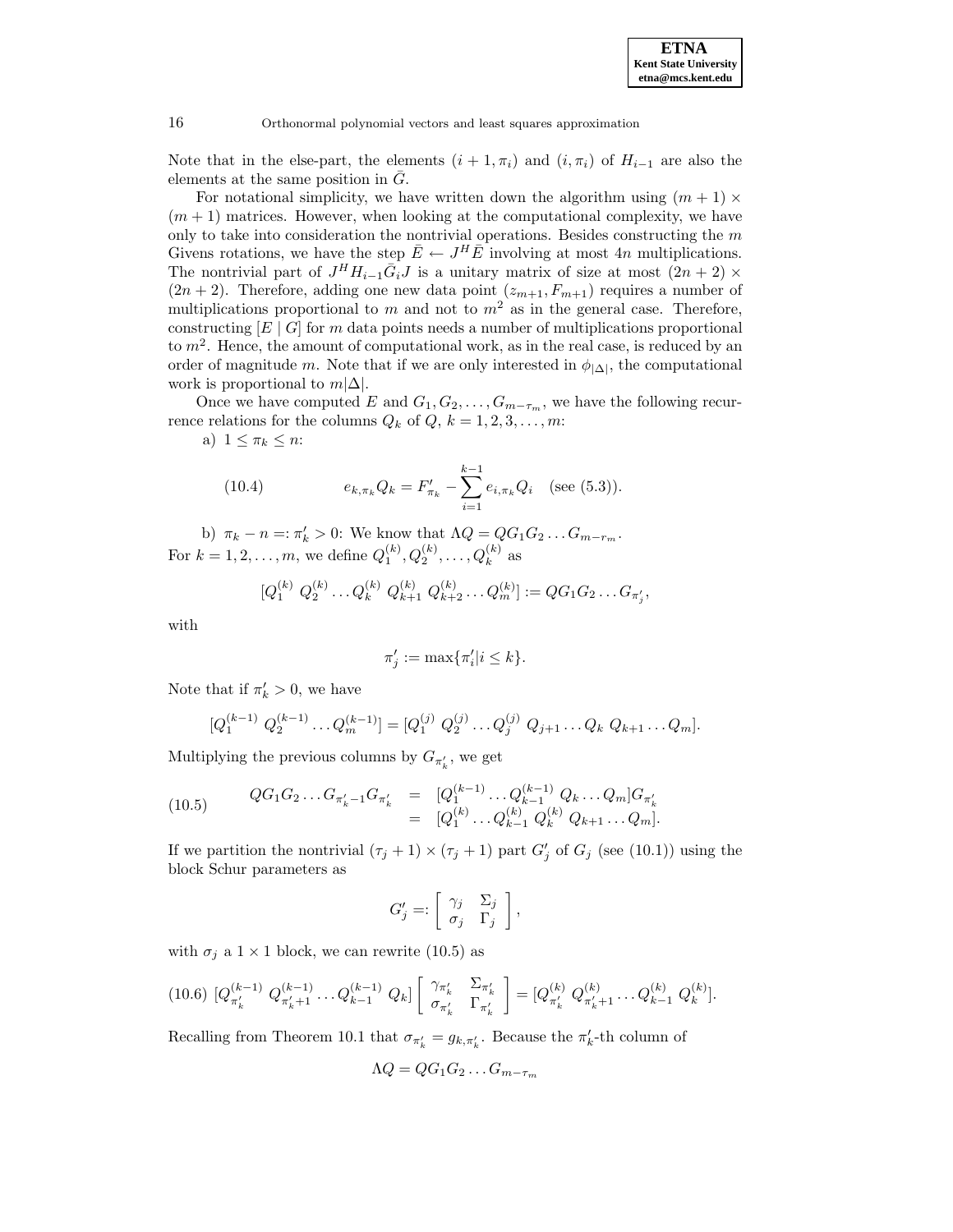Note that in the else-part, the elements $(i+1, \pi_i)$ and $(i, \pi_i)$ of $H_{i-1}$ are also the elements at the same position in $\bar{G}$.

For notational simplicity, we have written down the algorithm using $(m+1) \times (m+1)$ matrices. However, when looking at the computational complexity, we have only to take into consideration the nontrivial operations. Besides constructing the $m$ Givens rotations, we have the step $\bar{E} \leftarrow J^H \bar{E}$ involving at most $4n$ multiplications. The nontrivial part of $J^H H_{i-1} \bar{G}_i J$ is a unitary matrix of size at most $(2n+2) \times (2n+2)$. Therefore, adding one new data point $(z_{m+1}, F_{m+1})$ requires a number of multiplications proportional to $m$ and not to $m^2$ as in the general case. Therefore, constructing $[E \mid G]$ for $m$ data points needs a number of multiplications proportional to $m^2$. Hence, the amount of computational work, as in the real case, is reduced by an order of magnitude $m$. Note that if we are only interested in $\phi_{|\Delta|}$, the computational work is proportional to $m|\Delta|$.

Once we have computed $E$ and $G_1, G_2, \ldots, G_{m-\tau_m}$, we have the following recurrence relations for the columns $Q_k$ of $Q$, $k = 1, 2, 3, \ldots, m$:

a) $1 \leq \pi_k \leq n$:

$$e_{k,\pi_k} Q_k = F'_{\pi_k} - \sum_{i=1}^{k-1} e_{i,\pi_k} Q_i \quad \text{(see (5.3))}. \tag{10.4}$$

b) $\pi_k - n =: \pi'_k > 0$: We know that $\Lambda Q = Q G_1 G_2 \ldots G_{m-r_m}$. For $k = 1, 2, \ldots, m$, we define $Q_1^{(k)}, Q_2^{(k)}, \ldots, Q_k^{(k)}$ as

$$[Q_1^{(k)} \; Q_2^{(k)} \ldots Q_k^{(k)} \; Q_{k+1}^{(k)} \; Q_{k+2}^{(k)} \ldots Q_m^{(k)}] := Q G_1 G_2 \ldots G_{\pi'_j},$$

with

$$\pi'_j := \max\{\pi'_i | i \leq k\}.$$

Note that if $\pi'_k > 0$, we have

$$[Q_1^{(k-1)} \; Q_2^{(k-1)} \ldots Q_m^{(k-1)}] = [Q_1^{(j)} \; Q_2^{(j)} \ldots Q_j^{(j)} \; Q_{j+1} \ldots Q_k \; Q_{k+1} \ldots Q_m].$$

Multiplying the previous columns by $G_{\pi'_k}$, we get

$$\begin{aligned} Q G_1 G_2 \ldots G_{\pi'_k - 1} G_{\pi'_k} &= [Q_1^{(k-1)} \ldots Q_{k-1}^{(k-1)} \; Q_k \ldots Q_m] G_{\pi'_k} \\ &= [Q_1^{(k)} \ldots Q_{k-1}^{(k)} \; Q_k^{(k)} \; Q_{k+1} \ldots Q_m]. \end{aligned} \tag{10.5}$$

If we partition the nontrivial $(\tau_j + 1) \times (\tau_j + 1)$ part $G'_j$ of $G_j$ (see (10.1)) using the block Schur parameters as

$$G'_j =: \begin{bmatrix} \gamma_j & \Sigma_j \\ \sigma_j & \Gamma_j \end{bmatrix},$$

with $\sigma_j$ a $1 \times 1$ block, we can rewrite (10.5) as

$$[Q_{\pi'_k}^{(k-1)} \; Q_{\pi'_k+1}^{(k-1)} \ldots Q_{k-1}^{(k-1)} \; Q_k] \begin{bmatrix} \gamma_{\pi'_k} & \Sigma_{\pi'_k} \\ \sigma_{\pi'_k} & \Gamma_{\pi'_k} \end{bmatrix} = [Q_{\pi'_k}^{(k)} \; Q_{\pi'_k+1}^{(k)} \ldots Q_{k-1}^{(k)} \; Q_k^{(k)}]. \tag{10.6}$$

Recalling from Theorem 10.1 that $\sigma_{\pi'_k} = g_{k,\pi'_k}$. Because the $\pi'_k$-th column of

$$\Lambda Q = Q G_1 G_2 \ldots G_{m-\tau_m}$$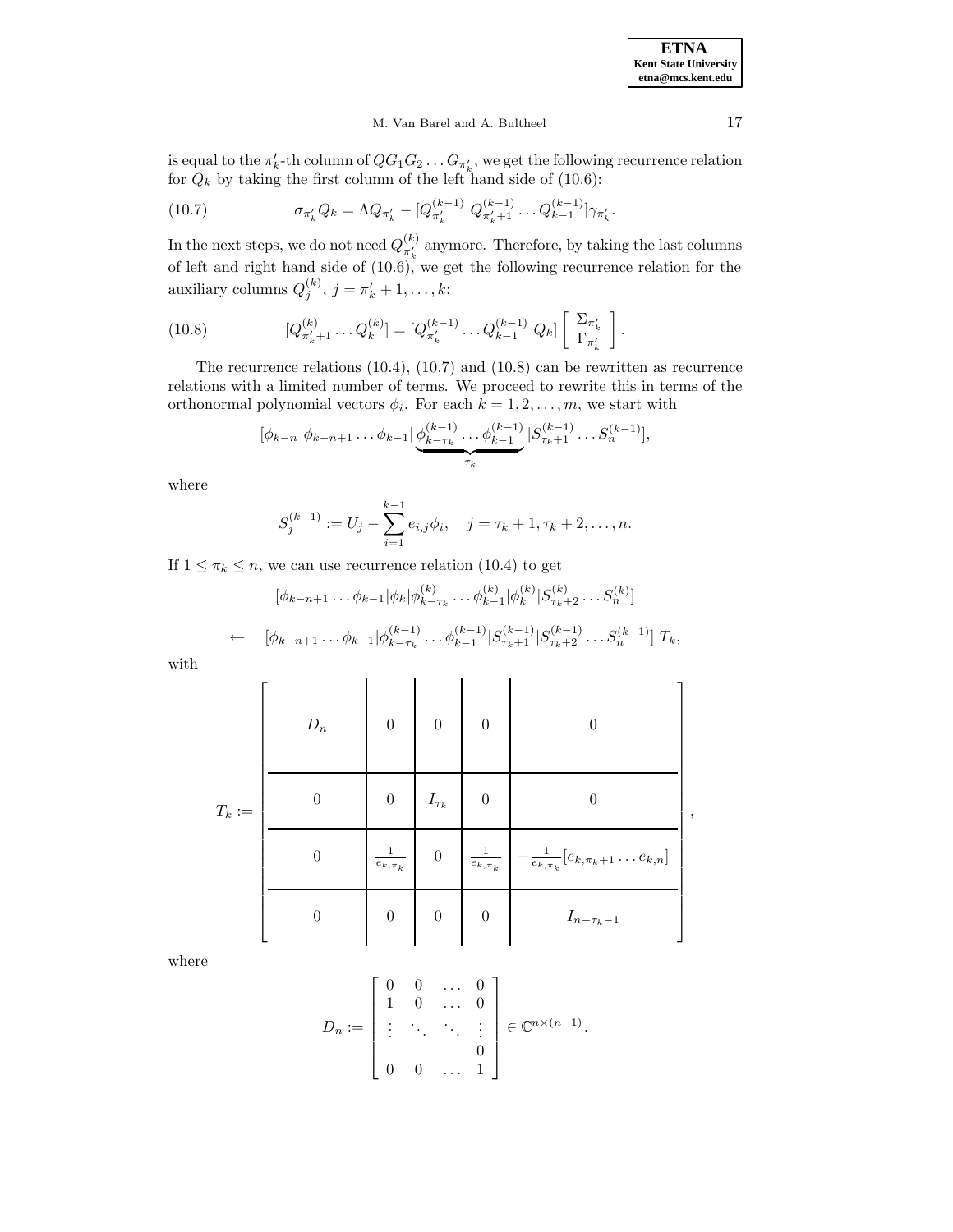is equal to the $\pi'_k$-th column of $QG_1G_2\ldots G_{\pi'_k}$, we get the following recurrence relation for $Q_k$ by taking the first column of the left hand side of (10.6):

$$\sigma_{\pi'_k} Q_k = \Lambda Q_{\pi'_k} - [Q^{(k-1)}_{\pi'_k}\ Q^{(k-1)}_{\pi'_k+1} \ldots Q^{(k-1)}_{k-1}]\gamma_{\pi'_k}. \tag{10.7}$$

In the next steps, we do not need $Q^{(k)}_{\pi'_k}$ anymore. Therefore, by taking the last columns of left and right hand side of (10.6), we get the following recurrence relation for the auxiliary columns $Q^{(k)}_j$, $j = \pi'_k + 1, \ldots, k$:

$$[Q^{(k)}_{\pi'_k+1} \ldots Q^{(k)}_k] = [Q^{(k-1)}_{\pi'_k} \ldots Q^{(k-1)}_{k-1}\ Q_k] \left[\begin{array}{c} \Sigma_{\pi'_k} \\ \Gamma_{\pi'_k} \end{array}\right]. \tag{10.8}$$

The recurrence relations (10.4), (10.7) and (10.8) can be rewritten as recurrence relations with a limited number of terms. We proceed to rewrite this in terms of the orthonormal polynomial vectors $\phi_i$. For each $k = 1, 2, \ldots, m$, we start with

$$[\phi_{k-n}\ \phi_{k-n+1} \ldots \phi_{k-1} | \underbrace{\phi^{(k-1)}_{k-\tau_k} \ldots \phi^{(k-1)}_{k-1}}_{\tau_k} | S^{(k-1)}_{\tau_k+1} \ldots S^{(k-1)}_n],$$

where

$$S^{(k-1)}_j := U_j - \sum_{i=1}^{k-1} e_{i,j}\phi_i, \quad j = \tau_k + 1, \tau_k + 2, \ldots, n.$$

If $1 \le \pi_k \le n$, we can use recurrence relation (10.4) to get

$$[\phi_{k-n+1} \ldots \phi_{k-1} | \phi_k | \phi^{(k)}_{k-\tau_k} \ldots \phi^{(k)}_{k-1} | \phi^{(k)}_k | S^{(k)}_{\tau_k+2} \ldots S^{(k)}_n]$$

$$\leftarrow \quad [\phi_{k-n+1} \ldots \phi_{k-1} | \phi^{(k-1)}_{k-\tau_k} \ldots \phi^{(k-1)}_{k-1} | S^{(k-1)}_{\tau_k+1} | S^{(k-1)}_{\tau_k+2} \ldots S^{(k-1)}_n]\ T_k,$$

with

$$T_k := \left[\begin{array}{c|c|c|c|c} D_n & 0 & 0 & 0 & 0 \\ \hline 0 & 0 & I_{\tau_k} & 0 & 0 \\ \hline 0 & \frac{1}{e_{k,\pi_k}} & 0 & \frac{1}{e_{k,\pi_k}} & -\frac{1}{e_{k,\pi_k}}[e_{k,\pi_k+1} \ldots e_{k,n}] \\ \hline 0 & 0 & 0 & 0 & I_{n-\tau_k-1} \end{array}\right],$$

where

$$D_n := \left[\begin{array}{cccc} 0 & 0 & \ldots & 0 \\ 1 & 0 & \ldots & 0 \\ \vdots & \ddots & \ddots & \vdots \\ & & & 0 \\ 0 & 0 & \ldots & 1 \end{array}\right] \in \mathbb{C}^{n \times (n-1)}.$$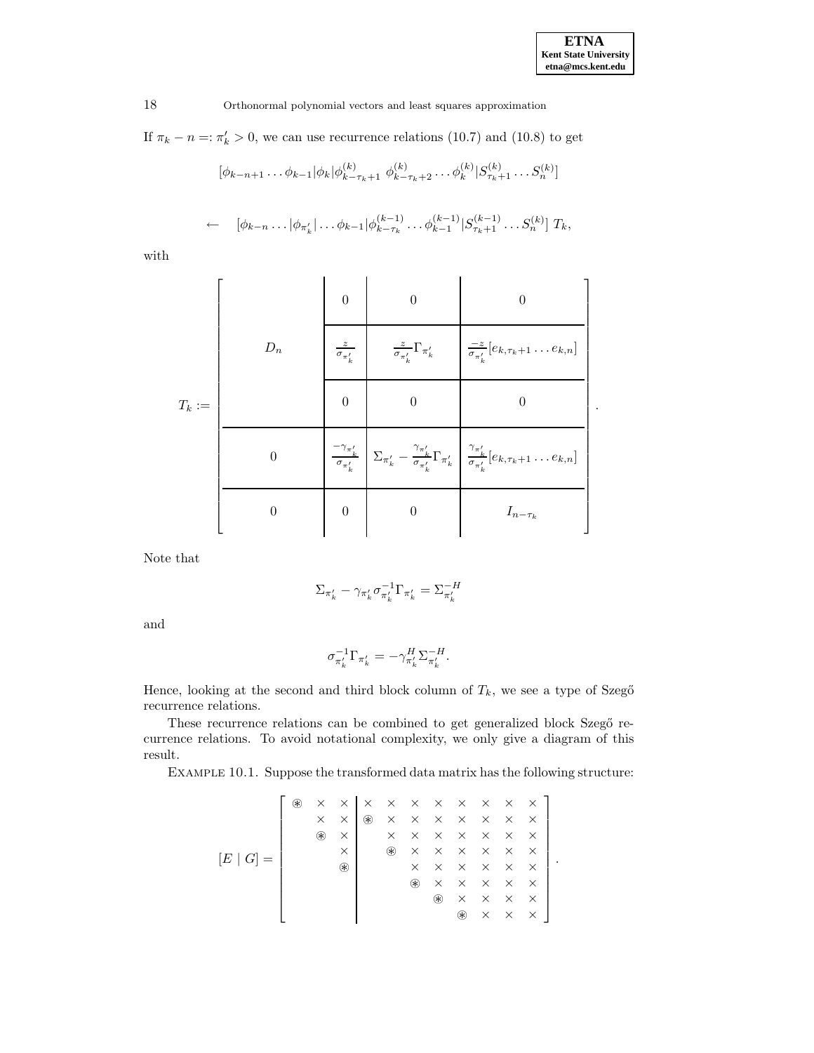If $\pi_k - n =: \pi'_k > 0$, we can use recurrence relations (10.7) and (10.8) to get

$$[\phi_{k-n+1} \ldots \phi_{k-1} | \phi_k | \phi^{(k)}_{k-\tau_k+1} \; \phi^{(k)}_{k-\tau_k+2} \ldots \phi^{(k)}_k | S^{(k)}_{\tau_k+1} \ldots S^{(k)}_n]$$

$$\leftarrow \quad [\phi_{k-n} \ldots | \phi_{\pi'_k} | \ldots \phi_{k-1} | \phi^{(k-1)}_{k-\tau_k} \ldots \phi^{(k-1)}_{k-1} | S^{(k-1)}_{\tau_k+1} \ldots S^{(k)}_n] \; T_k,$$

with

$$T_k := \left[\begin{array}{c|c|c|c}
 & 0 & 0 & 0 \\
\hline
D_n & \frac{z}{\sigma_{\pi'_k}} & \frac{z}{\sigma_{\pi'_k}} \Gamma_{\pi'_k} & \frac{-z}{\sigma_{\pi'_k}} [e_{k,\tau_k+1} \ldots e_{k,n}] \\
\hline
 & 0 & 0 & 0 \\
\hline
0 & \frac{-\gamma_{\pi'_k}}{\sigma_{\pi'_k}} & \Sigma_{\pi'_k} - \frac{\gamma_{\pi'_k}}{\sigma_{\pi'_k}} \Gamma_{\pi'_k} & \frac{\gamma_{\pi'_k}}{\sigma_{\pi'_k}} [e_{k,\tau_k+1} \ldots e_{k,n}] \\
\hline
0 & 0 & 0 & I_{n-\tau_k}
\end{array}\right].$$

Note that

$$\Sigma_{\pi'_k} - \gamma_{\pi'_k} \sigma^{-1}_{\pi'_k} \Gamma_{\pi'_k} = \Sigma^{-H}_{\pi'_k}$$

and

$$\sigma^{-1}_{\pi'_k} \Gamma_{\pi'_k} = -\gamma^H_{\pi'_k} \Sigma^{-H}_{\pi'_k}.$$

Hence, looking at the second and third block column of $T_k$, we see a type of Szegő recurrence relations.

These recurrence relations can be combined to get generalized block Szegő recurrence relations. To avoid notational complexity, we only give a diagram of this result.

EXAMPLE 10.1. Suppose the transformed data matrix has the following structure:

$$[E \mid G] = \left[\begin{array}{ccc|cccccccc}
\circledast & \times & \times & \times & \times & \times & \times & \times & \times & \times & \times \\
 & \times & \times & \circledast & \times & \times & \times & \times & \times & \times & \times \\
 & \circledast & \times & & \times & \times & \times & \times & \times & \times & \times \\
 & & \times & & \circledast & \times & \times & \times & \times & \times & \times \\
 & & \circledast & & & \times & \times & \times & \times & \times & \times \\
 & & & & & \circledast & \times & \times & \times & \times & \times \\
 & & & & & & \circledast & \times & \times & \times & \times \\
 & & & & & & & \circledast & \times & \times & \times
\end{array}\right].$$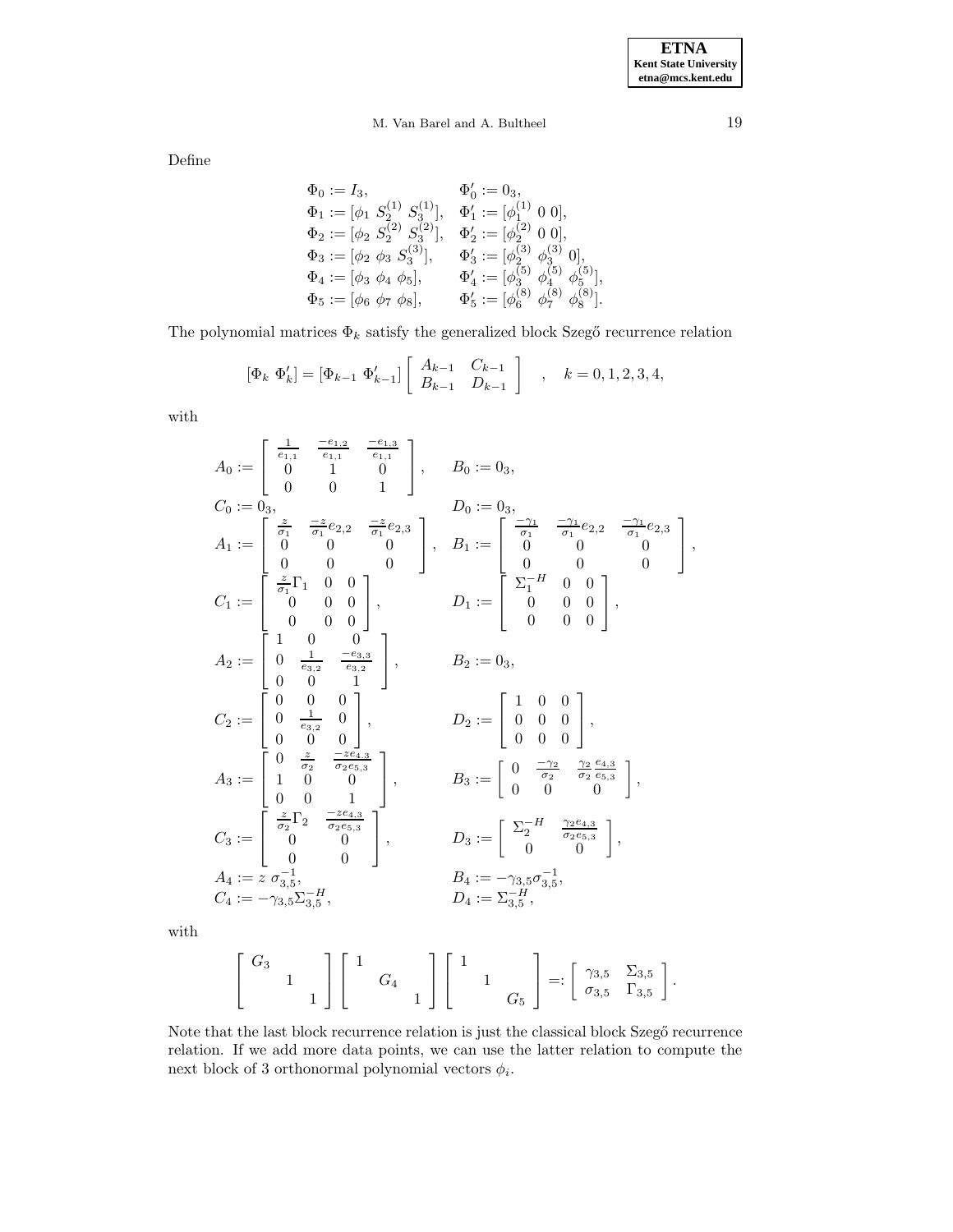Define

$$
\begin{array}{ll}
\Phi_0 := I_3, & \Phi_0' := 0_3, \\
\Phi_1 := [\phi_1 \ S_2^{(1)} \ S_3^{(1)}], & \Phi_1' := [\phi_1^{(1)} \ 0 \ 0], \\
\Phi_2 := [\phi_2 \ S_2^{(2)} \ S_3^{(2)}], & \Phi_2' := [\phi_2^{(2)} \ 0 \ 0], \\
\Phi_3 := [\phi_2 \ \phi_3 \ S_3^{(3)}], & \Phi_3' := [\phi_2^{(3)} \ \phi_3^{(3)} \ 0], \\
\Phi_4 := [\phi_3 \ \phi_4 \ \phi_5], & \Phi_4' := [\phi_3^{(5)} \ \phi_4^{(5)} \ \phi_5^{(5)}], \\
\Phi_5 := [\phi_6 \ \phi_7 \ \phi_8], & \Phi_5' := [\phi_6^{(8)} \ \phi_7^{(8)} \ \phi_8^{(8)}].
\end{array}
$$

The polynomial matrices $\Phi_k$ satisfy the generalized block Szegő recurrence relation

$$
[\Phi_k \ \Phi_k'] = [\Phi_{k-1} \ \Phi_{k-1}'] \begin{bmatrix} A_{k-1} & C_{k-1} \\ B_{k-1} & D_{k-1} \end{bmatrix} \quad , \quad k = 0,1,2,3,4,
$$

with

$$
\begin{array}{ll}
A_0 := \begin{bmatrix} \frac{1}{e_{1,1}} & \frac{-e_{1,2}}{e_{1,1}} & \frac{-e_{1,3}}{e_{1,1}} \\ 0 & 1 & 0 \\ 0 & 0 & 1 \end{bmatrix}, & B_0 := 0_3, \\
C_0 := 0_3, & D_0 := 0_3, \\
A_1 := \begin{bmatrix} \frac{z}{\sigma_1} & \frac{-z}{\sigma_1}e_{2,2} & \frac{-z}{\sigma_1}e_{2,3} \\ 0 & 0 & 0 \\ 0 & 0 & 0 \end{bmatrix}, & B_1 := \begin{bmatrix} \frac{-\gamma_1}{\sigma_1} & \frac{-\gamma_1}{\sigma_1}e_{2,2} & \frac{-\gamma_1}{\sigma_1}e_{2,3} \\ 0 & 0 & 0 \\ 0 & 0 & 0 \end{bmatrix}, \\
C_1 := \begin{bmatrix} \frac{z}{\sigma_1}\Gamma_1 & 0 & 0 \\ 0 & 0 & 0 \\ 0 & 0 & 0 \end{bmatrix}, & D_1 := \begin{bmatrix} \Sigma_1^{-H} & 0 & 0 \\ 0 & 0 & 0 \\ 0 & 0 & 0 \end{bmatrix}, \\
A_2 := \begin{bmatrix} 1 & 0 & 0 \\ 0 & \frac{1}{e_{3,2}} & \frac{-e_{3,3}}{e_{3,2}} \\ 0 & 0 & 1 \end{bmatrix}, & B_2 := 0_3, \\
C_2 := \begin{bmatrix} 0 & 0 & 0 \\ 0 & \frac{1}{e_{3,2}} & 0 \\ 0 & 0 & 0 \end{bmatrix}, & D_2 := \begin{bmatrix} 1 & 0 & 0 \\ 0 & 0 & 0 \\ 0 & 0 & 0 \end{bmatrix}, \\
A_3 := \begin{bmatrix} 0 & \frac{z}{\sigma_2} & \frac{-ze_{4,3}}{\sigma_2 e_{5,3}} \\ 1 & 0 & 0 \\ 0 & 0 & 1 \end{bmatrix}, & B_3 := \begin{bmatrix} 0 & \frac{-\gamma_2}{\sigma_2} & \frac{\gamma_2}{\sigma_2}\frac{e_{4,3}}{e_{5,3}} \\ 0 & 0 & 0 \end{bmatrix}, \\
C_3 := \begin{bmatrix} \frac{z}{\sigma_2}\Gamma_2 & \frac{-ze_{4,3}}{\sigma_2 e_{5,3}} \\ 0 & 0 \\ 0 & 0 \end{bmatrix}, & D_3 := \begin{bmatrix} \Sigma_2^{-H} & \frac{\gamma_2 e_{4,3}}{\sigma_2 e_{5,3}} \\ 0 & 0 \end{bmatrix}, \\
A_4 := z\ \sigma_{3,5}^{-1}, & B_4 := -\gamma_{3,5}\sigma_{3,5}^{-1}, \\
C_4 := -\gamma_{3,5}\Sigma_{3,5}^{-H}, & D_4 := \Sigma_{3,5}^{-H},
\end{array}
$$

with

$$
\begin{bmatrix} G_3 & & \\ & 1 & \\ & & 1 \end{bmatrix} \begin{bmatrix} 1 & & \\ & G_4 & \\ & & 1 \end{bmatrix} \begin{bmatrix} 1 & & \\ & 1 & \\ & & G_5 \end{bmatrix} =: \begin{bmatrix} \gamma_{3,5} & \Sigma_{3,5} \\ \sigma_{3,5} & \Gamma_{3,5} \end{bmatrix}.
$$

Note that the last block recurrence relation is just the classical block Szegő recurrence relation. If we add more data points, we can use the latter relation to compute the next block of 3 orthonormal polynomial vectors $\phi_i$.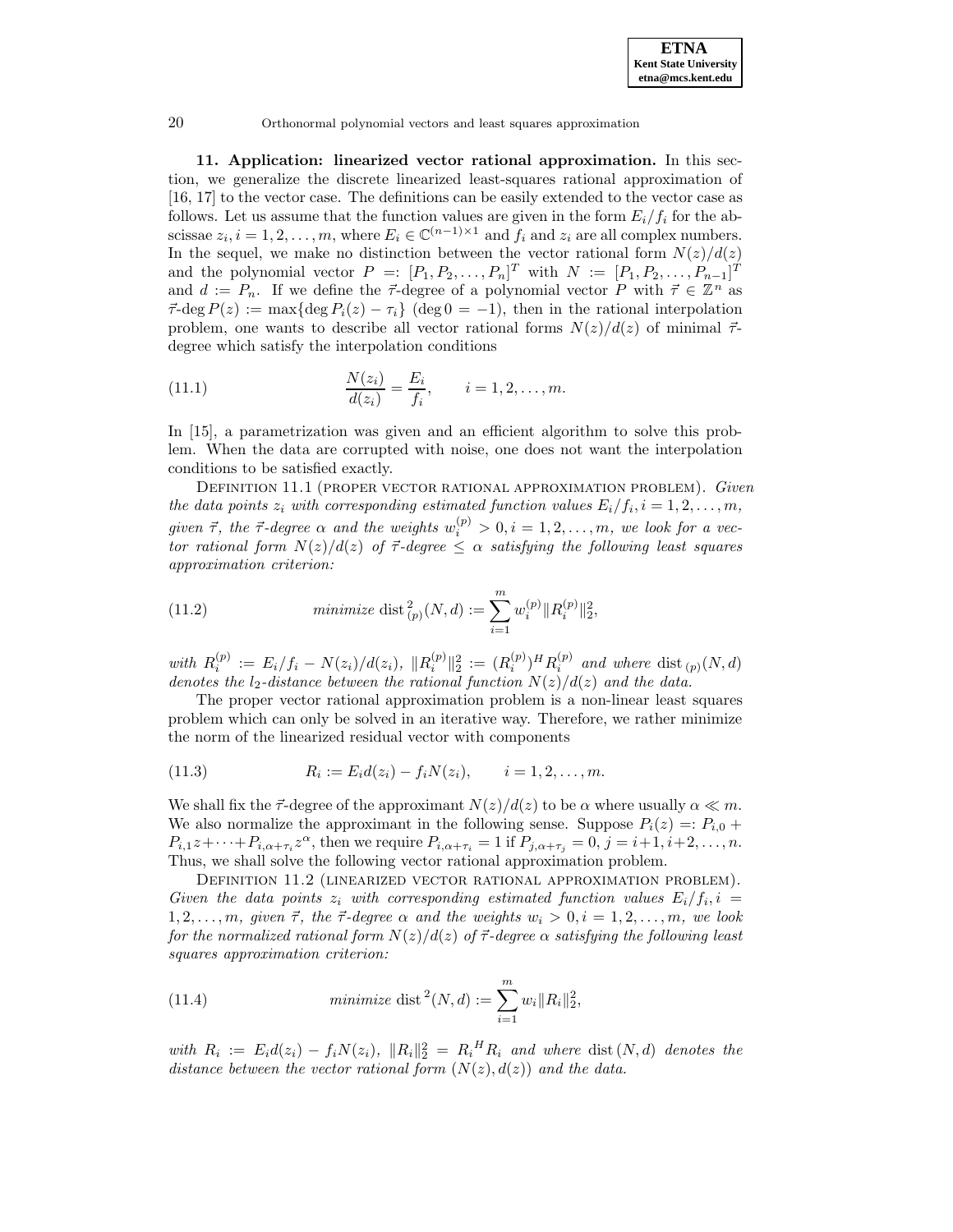## 11. Application: linearized vector rational approximation.

In this section, we generalize the discrete linearized least-squares rational approximation of [16, 17] to the vector case. The definitions can be easily extended to the vector case as follows. Let us assume that the function values are given in the form $E_i/f_i$ for the abscissae $z_i, i = 1, 2, \ldots, m$, where $E_i \in \mathbb{C}^{(n-1)\times 1}$ and $f_i$ and $z_i$ are all complex numbers. In the sequel, we make no distinction between the vector rational form $N(z)/d(z)$ and the polynomial vector $P =: [P_1, P_2, \ldots, P_n]^T$ with $N := [P_1, P_2, \ldots, P_{n-1}]^T$ and $d := P_n$. If we define the $\vec{\tau}$-degree of a polynomial vector $P$ with $\vec{\tau} \in \mathbb{Z}^n$ as $\vec{\tau}\text{-deg}\, P(z) := \max\{\deg P_i(z) - \tau_i\}$ ($\deg 0 = -1$), then in the rational interpolation problem, one wants to describe all vector rational forms $N(z)/d(z)$ of minimal $\vec{\tau}$-degree which satisfy the interpolation conditions

$$\frac{N(z_i)}{d(z_i)} = \frac{E_i}{f_i}, \qquad i = 1, 2, \ldots, m. \tag{11.1}$$

In [15], a parametrization was given and an efficient algorithm to solve this problem. When the data are corrupted with noise, one does not want the interpolation conditions to be satisfied exactly.

Definition 11.1 (Proper vector rational approximation problem). *Given the data points $z_i$ with corresponding estimated function values $E_i/f_i, i = 1, 2, \ldots, m$, given $\vec{\tau}$, the $\vec{\tau}$-degree $\alpha$ and the weights $w_i^{(p)} > 0, i = 1, 2, \ldots, m$, we look for a vector rational form $N(z)/d(z)$ of $\vec{\tau}$-degree $\leq \alpha$ satisfying the following least squares approximation criterion:*

$$\textit{minimize}\ \operatorname{dist}^2_{(p)}(N, d) := \sum_{i=1}^{m} w_i^{(p)} \|R_i^{(p)}\|_2^2, \tag{11.2}$$

*with $R_i^{(p)} := E_i/f_i - N(z_i)/d(z_i)$, $\|R_i^{(p)}\|_2^2 := (R_i^{(p)})^H R_i^{(p)}$ and where $\operatorname{dist}_{(p)}(N, d)$ denotes the $l_2$-distance between the rational function $N(z)/d(z)$ and the data.*

The proper vector rational approximation problem is a non-linear least squares problem which can only be solved in an iterative way. Therefore, we rather minimize the norm of the linearized residual vector with components

$$R_i := E_i d(z_i) - f_i N(z_i), \qquad i = 1, 2, \ldots, m. \tag{11.3}$$

We shall fix the $\vec{\tau}$-degree of the approximant $N(z)/d(z)$ to be $\alpha$ where usually $\alpha \ll m$. We also normalize the approximant in the following sense. Suppose $P_i(z) =: P_{i,0} + P_{i,1}z + \cdots + P_{i,\alpha+\tau_i} z^{\alpha}$, then we require $P_{i,\alpha+\tau_i} = 1$ if $P_{j,\alpha+\tau_j} = 0$, $j = i+1, i+2, \ldots, n$. Thus, we shall solve the following vector rational approximation problem.

Definition 11.2 (Linearized vector rational approximation problem). *Given the data points $z_i$ with corresponding estimated function values $E_i/f_i, i = 1, 2, \ldots, m$, given $\vec{\tau}$, the $\vec{\tau}$-degree $\alpha$ and the weights $w_i > 0, i = 1, 2, \ldots, m$, we look for the normalized rational form $N(z)/d(z)$ of $\vec{\tau}$-degree $\alpha$ satisfying the following least squares approximation criterion:*

$$\textit{minimize}\ \operatorname{dist}^2(N, d) := \sum_{i=1}^{m} w_i \|R_i\|_2^2, \tag{11.4}$$

*with $R_i := E_i d(z_i) - f_i N(z_i)$, $\|R_i\|_2^2 = {R_i}^H R_i$ and where $\operatorname{dist}(N, d)$ denotes the distance between the vector rational form $(N(z), d(z))$ and the data.*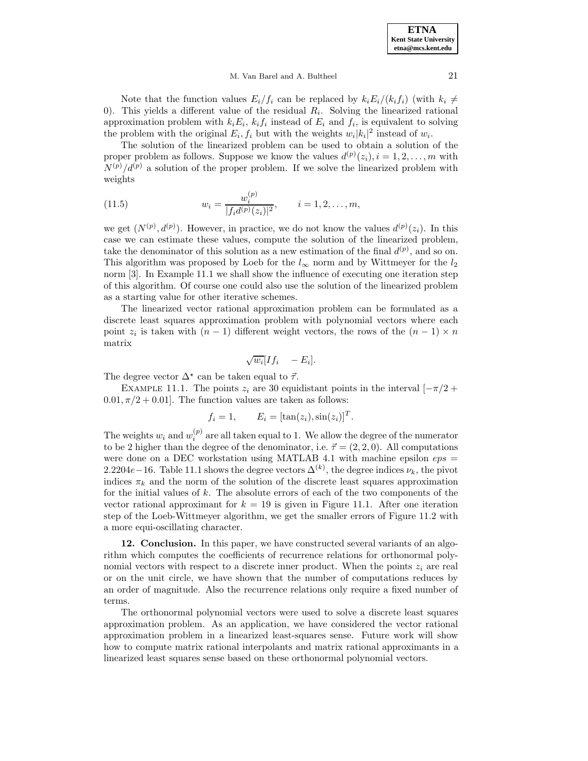Note that the function values $E_i/f_i$ can be replaced by $k_iE_i/(k_if_i)$ (with $k_i \neq 0$). This yields a different value of the residual $R_i$. Solving the linearized rational approximation problem with $k_iE_i$, $k_if_i$ instead of $E_i$ and $f_i$, is equivalent to solving the problem with the original $E_i, f_i$ but with the weights $w_i|k_i|^2$ instead of $w_i$.

The solution of the linearized problem can be used to obtain a solution of the proper problem as follows. Suppose we know the values $d^{(p)}(z_i), i = 1, 2, \ldots, m$ with $N^{(p)}/d^{(p)}$ a solution of the proper problem. If we solve the linearized problem with weights

$$w_i = \frac{w_i^{(p)}}{|f_i d^{(p)}(z_i)|^2}, \qquad i = 1, 2, \ldots, m, \tag{11.5}$$

we get $(N^{(p)}, d^{(p)})$. However, in practice, we do not know the values $d^{(p)}(z_i)$. In this case we can estimate these values, compute the solution of the linearized problem, take the denominator of this solution as a new estimation of the final $d^{(p)}$, and so on. This algorithm was proposed by Loeb for the $l_\infty$ norm and by Wittmeyer for the $l_2$ norm [3]. In Example 11.1 we shall show the influence of executing one iteration step of this algorithm. Of course one could also use the solution of the linearized problem as a starting value for other iterative schemes.

The linearized vector rational approximation problem can be formulated as a discrete least squares approximation problem with polynomial vectors where each point $z_i$ is taken with $(n-1)$ different weight vectors, the rows of the $(n-1) \times n$ matrix

$$\sqrt{w_i}[If_i \quad -E_i].$$

The degree vector $\Delta^\star$ can be taken equal to $\vec{\tau}$.

EXAMPLE 11.1. The points $z_i$ are 30 equidistant points in the interval $[-\pi/2 + 0.01, \pi/2 + 0.01]$. The function values are taken as follows:

$$f_i = 1, \qquad E_i = [\tan(z_i), \sin(z_i)]^T.$$

The weights $w_i$ and $w_i^{(p)}$ are all taken equal to 1. We allow the degree of the numerator to be 2 higher than the degree of the denominator, i.e. $\vec{\tau} = (2, 2, 0)$. All computations were done on a DEC workstation using MATLAB 4.1 with machine epsilon $eps = 2.2204e{-16}$. Table 11.1 shows the degree vectors $\Delta^{(k)}$, the degree indices $\nu_k$, the pivot indices $\pi_k$ and the norm of the solution of the discrete least squares approximation for the initial values of $k$. The absolute errors of each of the two components of the vector rational approximant for $k = 19$ is given in Figure 11.1. After one iteration step of the Loeb-Wittmeyer algorithm, we get the smaller errors of Figure 11.2 with a more equi-oscillating character.

**12. Conclusion.** In this paper, we have constructed several variants of an algorithm which computes the coefficients of recurrence relations for orthonormal polynomial vectors with respect to a discrete inner product. When the points $z_i$ are real or on the unit circle, we have shown that the number of computations reduces by an order of magnitude. Also the recurrence relations only require a fixed number of terms.

The orthonormal polynomial vectors were used to solve a discrete least squares approximation problem. As an application, we have considered the vector rational approximation problem in a linearized least-squares sense. Future work will show how to compute matrix rational interpolants and matrix rational approximants in a linearized least squares sense based on these orthonormal polynomial vectors.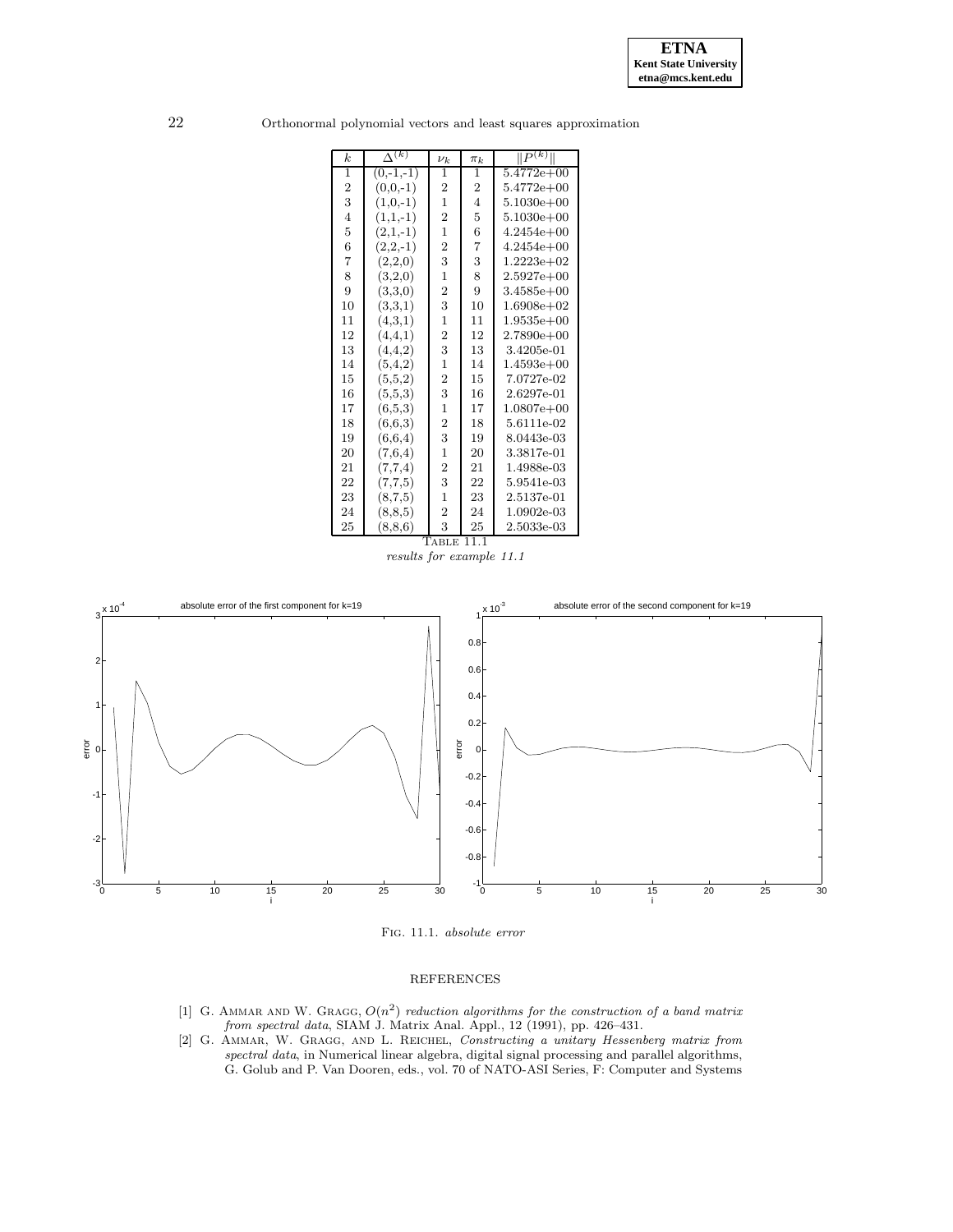| $k$ | $\Delta^{(k)}$ | $\nu_k$ | $\pi_k$ | $\|P^{(k)}\|$ |
|---|---|---|---|---|
| 1 | (0,-1,-1) | 1 | 1 | 5.4772e+00 |
| 2 | (0,0,-1) | 2 | 2 | 5.4772e+00 |
| 3 | (1,0,-1) | 1 | 4 | 5.1030e+00 |
| 4 | (1,1,-1) | 2 | 5 | 5.1030e+00 |
| 5 | (2,1,-1) | 1 | 6 | 4.2454e+00 |
| 6 | (2,2,-1) | 2 | 7 | 4.2454e+00 |
| 7 | (2,2,0) | 3 | 3 | 1.2223e+02 |
| 8 | (3,2,0) | 1 | 8 | 2.5927e+00 |
| 9 | (3,3,0) | 2 | 9 | 3.4585e+00 |
| 10 | (3,3,1) | 3 | 10 | 1.6908e+02 |
| 11 | (4,3,1) | 1 | 11 | 1.9535e+00 |
| 12 | (4,4,1) | 2 | 12 | 2.7890e+00 |
| 13 | (4,4,2) | 3 | 13 | 3.4205e-01 |
| 14 | (5,4,2) | 1 | 14 | 1.4593e+00 |
| 15 | (5,5,2) | 2 | 15 | 7.0727e-02 |
| 16 | (5,5,3) | 3 | 16 | 2.6297e-01 |
| 17 | (6,5,3) | 1 | 17 | 1.0807e+00 |
| 18 | (6,6,3) | 2 | 18 | 5.6111e-02 |
| 19 | (6,6,4) | 3 | 19 | 8.0443e-03 |
| 20 | (7,6,4) | 1 | 20 | 3.3817e-01 |
| 21 | (7,7,4) | 2 | 21 | 1.4988e-03 |
| 22 | (7,7,5) | 3 | 22 | 5.9541e-03 |
| 23 | (8,7,5) | 1 | 23 | 2.5137e-01 |
| 24 | (8,8,5) | 2 | 24 | 1.0902e-03 |
| 25 | (8,8,6) | 3 | 25 | 2.5033e-03 |

TABLE 11.1
*results for example 11.1*

FIG. 11.1. *absolute error*

## REFERENCES

[1] G. AMMAR AND W. GRAGG, *$O(n^2)$ reduction algorithms for the construction of a band matrix from spectral data*, SIAM J. Matrix Anal. Appl., 12 (1991), pp. 426–431.

[2] G. AMMAR, W. GRAGG, AND L. REICHEL, *Constructing a unitary Hessenberg matrix from spectral data*, in Numerical linear algebra, digital signal processing and parallel algorithms, G. Golub and P. Van Dooren, eds., vol. 70 of NATO-ASI Series, F: Computer and Systems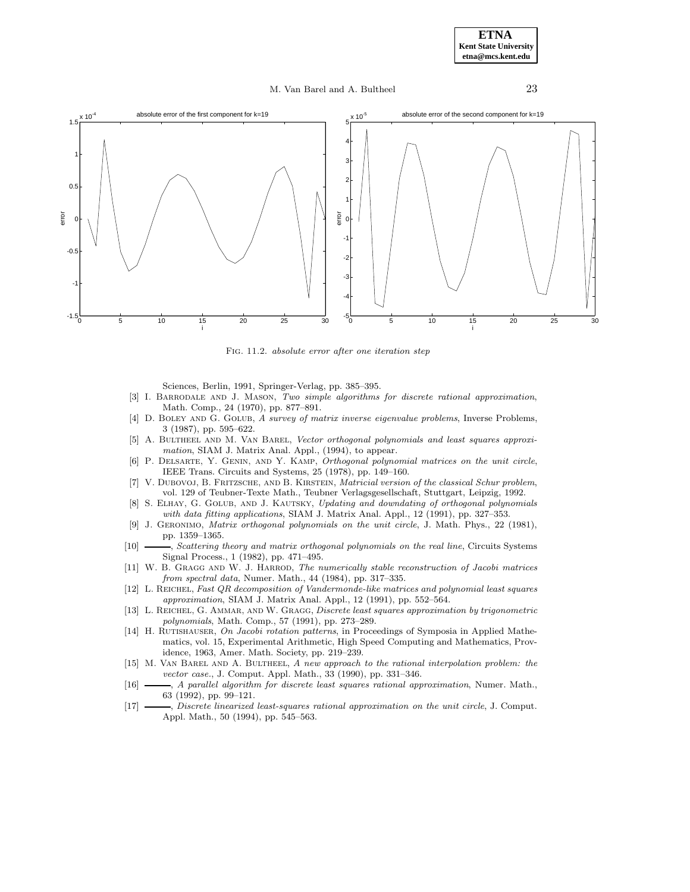absolute error of the first component for k=19

x 10^-4

1.5

1

0.5

0

-0.5

-1

-1.5

error

0 5 10 15 20 25 30

i

absolute error of the second component for k=19

x 10^-5

5

4

3

2

1

0

-1

-2

-3

-4

-5

error

0 5 10 15 20 25 30

i

Fig. 11.2. *absolute error after one iteration step*

Sciences, Berlin, 1991, Springer-Verlag, pp. 385–395.

[3] I. Barrodale and J. Mason, *Two simple algorithms for discrete rational approximation*, Math. Comp., 24 (1970), pp. 877–891.

[4] D. Boley and G. Golub, *A survey of matrix inverse eigenvalue problems*, Inverse Problems, 3 (1987), pp. 595–622.

[5] A. Bultheel and M. Van Barel, *Vector orthogonal polynomials and least squares approximation*, SIAM J. Matrix Anal. Appl., (1994), to appear.

[6] P. Delsarte, Y. Genin, and Y. Kamp, *Orthogonal polynomial matrices on the unit circle*, IEEE Trans. Circuits and Systems, 25 (1978), pp. 149–160.

[7] V. Dubovoj, B. Fritzsche, and B. Kirstein, *Matricial version of the classical Schur problem*, vol. 129 of Teubner-Texte Math., Teubner Verlagsgesellschaft, Stuttgart, Leipzig, 1992.

[8] S. Elhay, G. Golub, and J. Kautsky, *Updating and downdating of orthogonal polynomials with data fitting applications*, SIAM J. Matrix Anal. Appl., 12 (1991), pp. 327–353.

[9] J. Geronimo, *Matrix orthogonal polynomials on the unit circle*, J. Math. Phys., 22 (1981), pp. 1359–1365.

[10] ———, *Scattering theory and matrix orthogonal polynomials on the real line*, Circuits Systems Signal Process., 1 (1982), pp. 471–495.

[11] W. B. Gragg and W. J. Harrod, *The numerically stable reconstruction of Jacobi matrices from spectral data*, Numer. Math., 44 (1984), pp. 317–335.

[12] L. Reichel, *Fast QR decomposition of Vandermonde-like matrices and polynomial least squares approximation*, SIAM J. Matrix Anal. Appl., 12 (1991), pp. 552–564.

[13] L. Reichel, G. Ammar, and W. Gragg, *Discrete least squares approximation by trigonometric polynomials*, Math. Comp., 57 (1991), pp. 273–289.

[14] H. Rutishauser, *On Jacobi rotation patterns*, in Proceedings of Symposia in Applied Mathematics, vol. 15, Experimental Arithmetic, High Speed Computing and Mathematics, Providence, 1963, Amer. Math. Society, pp. 219–239.

[15] M. Van Barel and A. Bultheel, *A new approach to the rational interpolation problem: the vector case.*, J. Comput. Appl. Math., 33 (1990), pp. 331–346.

[16] ———, *A parallel algorithm for discrete least squares rational approximation*, Numer. Math., 63 (1992), pp. 99–121.

[17] ———, *Discrete linearized least-squares rational approximation on the unit circle*, J. Comput. Appl. Math., 50 (1994), pp. 545–563.